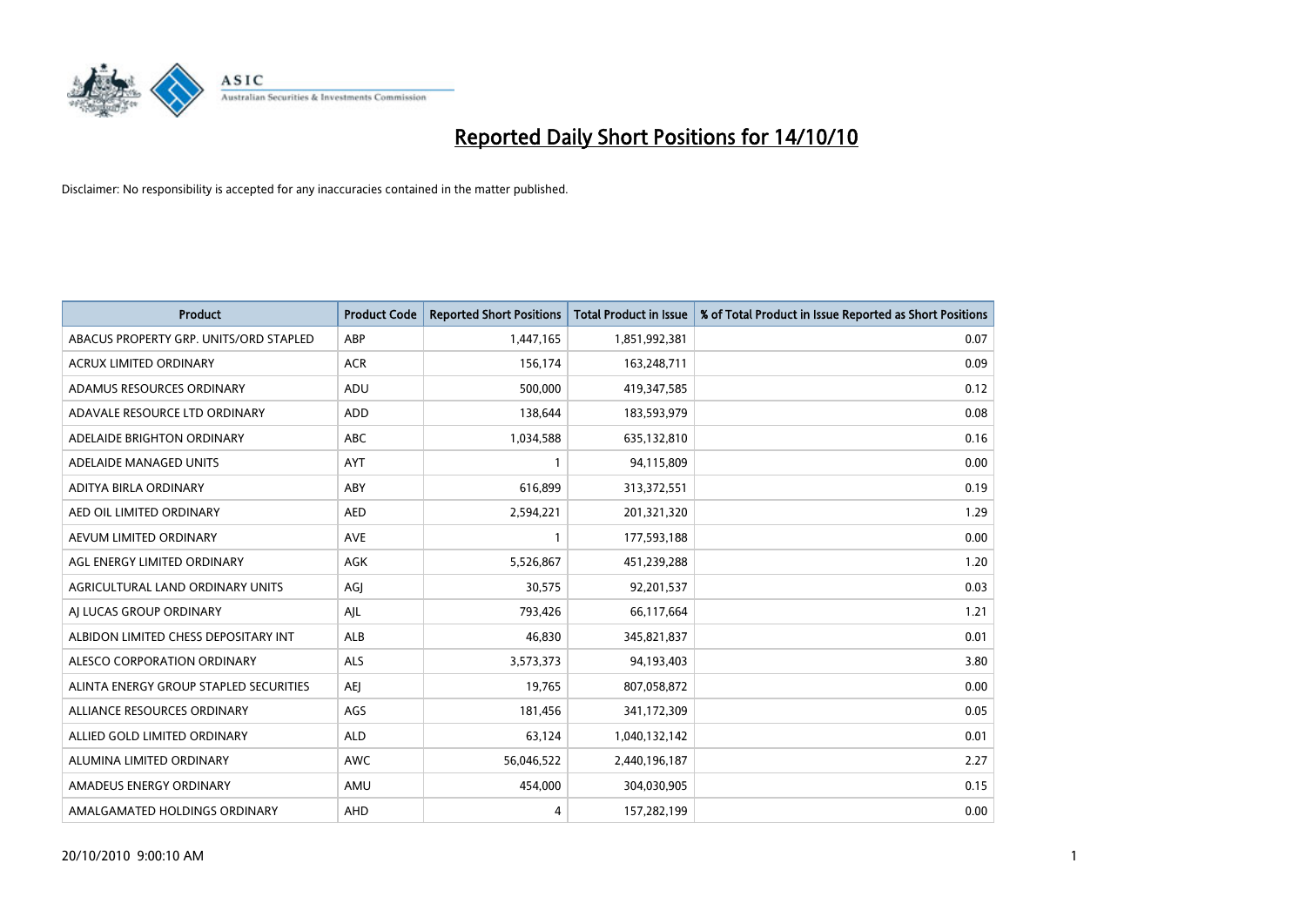# Reported Daily Short Positions for 14/10/10

Disclaimer: No responsibility is accepted for any inaccuracies contained in the matter published.

| Product | Product Code | Reported Short Positions | Total Product in Issue | % of Total Product in Issue Reported as Short Positions |
|---|---|---|---|---|
| ABACUS PROPERTY GRP. UNITS/ORD STAPLED | ABP | 1,447,165 | 1,851,992,381 | 0.07 |
| ACRUX LIMITED ORDINARY | ACR | 156,174 | 163,248,711 | 0.09 |
| ADAMUS RESOURCES ORDINARY | ADU | 500,000 | 419,347,585 | 0.12 |
| ADAVALE RESOURCE LTD ORDINARY | ADD | 138,644 | 183,593,979 | 0.08 |
| ADELAIDE BRIGHTON ORDINARY | ABC | 1,034,588 | 635,132,810 | 0.16 |
| ADELAIDE MANAGED UNITS | AYT | 1 | 94,115,809 | 0.00 |
| ADITYA BIRLA ORDINARY | ABY | 616,899 | 313,372,551 | 0.19 |
| AED OIL LIMITED ORDINARY | AED | 2,594,221 | 201,321,320 | 1.29 |
| AEVUM LIMITED ORDINARY | AVE | 1 | 177,593,188 | 0.00 |
| AGL ENERGY LIMITED ORDINARY | AGK | 5,526,867 | 451,239,288 | 1.20 |
| AGRICULTURAL LAND ORDINARY UNITS | AGJ | 30,575 | 92,201,537 | 0.03 |
| AJ LUCAS GROUP ORDINARY | AJL | 793,426 | 66,117,664 | 1.21 |
| ALBIDON LIMITED CHESS DEPOSITARY INT | ALB | 46,830 | 345,821,837 | 0.01 |
| ALESCO CORPORATION ORDINARY | ALS | 3,573,373 | 94,193,403 | 3.80 |
| ALINTA ENERGY GROUP STAPLED SECURITIES | AEJ | 19,765 | 807,058,872 | 0.00 |
| ALLIANCE RESOURCES ORDINARY | AGS | 181,456 | 341,172,309 | 0.05 |
| ALLIED GOLD LIMITED ORDINARY | ALD | 63,124 | 1,040,132,142 | 0.01 |
| ALUMINA LIMITED ORDINARY | AWC | 56,046,522 | 2,440,196,187 | 2.27 |
| AMADEUS ENERGY ORDINARY | AMU | 454,000 | 304,030,905 | 0.15 |
| AMALGAMATED HOLDINGS ORDINARY | AHD | 4 | 157,282,199 | 0.00 |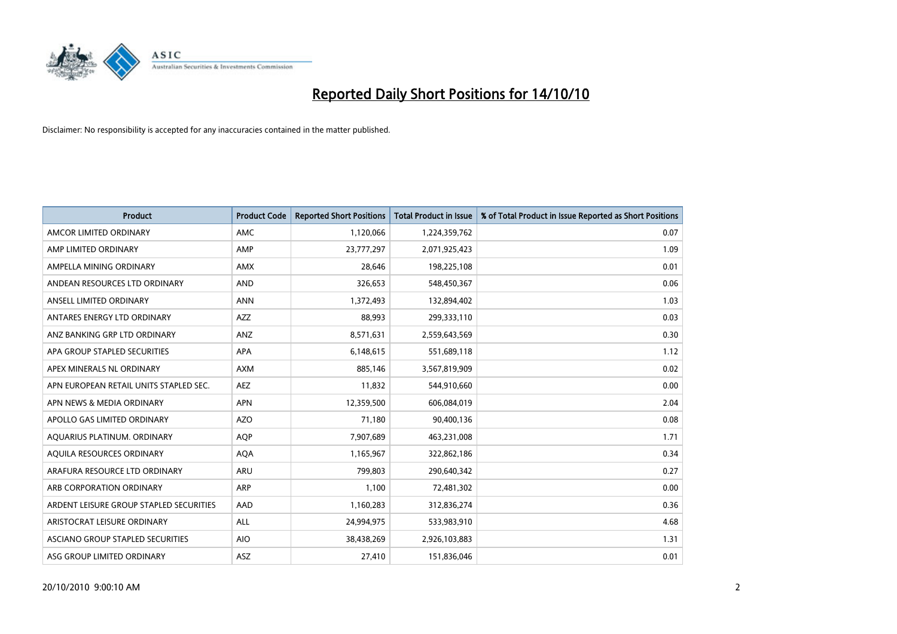# Reported Daily Short Positions for 14/10/10

Disclaimer: No responsibility is accepted for any inaccuracies contained in the matter published.

| Product | Product Code | Reported Short Positions | Total Product in Issue | % of Total Product in Issue Reported as Short Positions |
|---|---|---|---|---|
| AMCOR LIMITED ORDINARY | AMC | 1,120,066 | 1,224,359,762 | 0.07 |
| AMP LIMITED ORDINARY | AMP | 23,777,297 | 2,071,925,423 | 1.09 |
| AMPELLA MINING ORDINARY | AMX | 28,646 | 198,225,108 | 0.01 |
| ANDEAN RESOURCES LTD ORDINARY | AND | 326,653 | 548,450,367 | 0.06 |
| ANSELL LIMITED ORDINARY | ANN | 1,372,493 | 132,894,402 | 1.03 |
| ANTARES ENERGY LTD ORDINARY | AZZ | 88,993 | 299,333,110 | 0.03 |
| ANZ BANKING GRP LTD ORDINARY | ANZ | 8,571,631 | 2,559,643,569 | 0.30 |
| APA GROUP STAPLED SECURITIES | APA | 6,148,615 | 551,689,118 | 1.12 |
| APEX MINERALS NL ORDINARY | AXM | 885,146 | 3,567,819,909 | 0.02 |
| APN EUROPEAN RETAIL UNITS STAPLED SEC. | AEZ | 11,832 | 544,910,660 | 0.00 |
| APN NEWS & MEDIA ORDINARY | APN | 12,359,500 | 606,084,019 | 2.04 |
| APOLLO GAS LIMITED ORDINARY | AZO | 71,180 | 90,400,136 | 0.08 |
| AQUARIUS PLATINUM. ORDINARY | AQP | 7,907,689 | 463,231,008 | 1.71 |
| AQUILA RESOURCES ORDINARY | AQA | 1,165,967 | 322,862,186 | 0.34 |
| ARAFURA RESOURCE LTD ORDINARY | ARU | 799,803 | 290,640,342 | 0.27 |
| ARB CORPORATION ORDINARY | ARP | 1,100 | 72,481,302 | 0.00 |
| ARDENT LEISURE GROUP STAPLED SECURITIES | AAD | 1,160,283 | 312,836,274 | 0.36 |
| ARISTOCRAT LEISURE ORDINARY | ALL | 24,994,975 | 533,983,910 | 4.68 |
| ASCIANO GROUP STAPLED SECURITIES | AIO | 38,438,269 | 2,926,103,883 | 1.31 |
| ASG GROUP LIMITED ORDINARY | ASZ | 27,410 | 151,836,046 | 0.01 |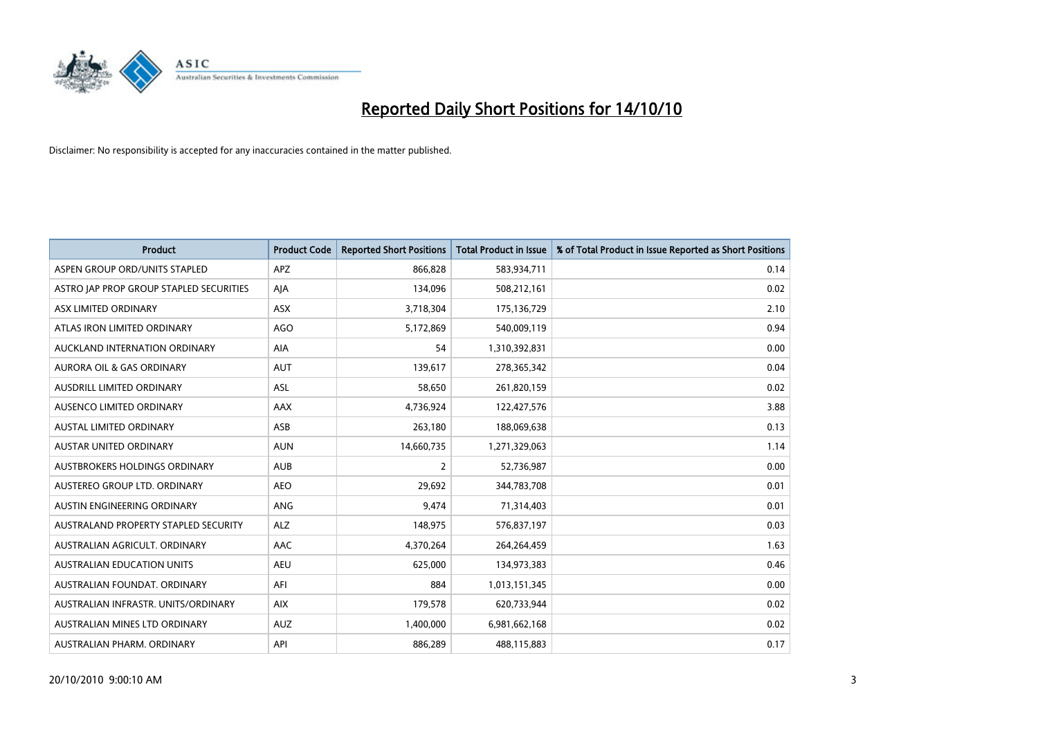# Reported Daily Short Positions for 14/10/10

Disclaimer: No responsibility is accepted for any inaccuracies contained in the matter published.

| Product | Product Code | Reported Short Positions | Total Product in Issue | % of Total Product in Issue Reported as Short Positions |
|---|---|---|---|---|
| ASPEN GROUP ORD/UNITS STAPLED | APZ | 866,828 | 583,934,711 | 0.14 |
| ASTRO JAP PROP GROUP STAPLED SECURITIES | AJA | 134,096 | 508,212,161 | 0.02 |
| ASX LIMITED ORDINARY | ASX | 3,718,304 | 175,136,729 | 2.10 |
| ATLAS IRON LIMITED ORDINARY | AGO | 5,172,869 | 540,009,119 | 0.94 |
| AUCKLAND INTERNATION ORDINARY | AIA | 54 | 1,310,392,831 | 0.00 |
| AURORA OIL & GAS ORDINARY | AUT | 139,617 | 278,365,342 | 0.04 |
| AUSDRILL LIMITED ORDINARY | ASL | 58,650 | 261,820,159 | 0.02 |
| AUSENCO LIMITED ORDINARY | AAX | 4,736,924 | 122,427,576 | 3.88 |
| AUSTAL LIMITED ORDINARY | ASB | 263,180 | 188,069,638 | 0.13 |
| AUSTAR UNITED ORDINARY | AUN | 14,660,735 | 1,271,329,063 | 1.14 |
| AUSTBROKERS HOLDINGS ORDINARY | AUB | 2 | 52,736,987 | 0.00 |
| AUSTEREO GROUP LTD. ORDINARY | AEO | 29,692 | 344,783,708 | 0.01 |
| AUSTIN ENGINEERING ORDINARY | ANG | 9,474 | 71,314,403 | 0.01 |
| AUSTRALAND PROPERTY STAPLED SECURITY | ALZ | 148,975 | 576,837,197 | 0.03 |
| AUSTRALIAN AGRICULT. ORDINARY | AAC | 4,370,264 | 264,264,459 | 1.63 |
| AUSTRALIAN EDUCATION UNITS | AEU | 625,000 | 134,973,383 | 0.46 |
| AUSTRALIAN FOUNDAT. ORDINARY | AFI | 884 | 1,013,151,345 | 0.00 |
| AUSTRALIAN INFRASTR. UNITS/ORDINARY | AIX | 179,578 | 620,733,944 | 0.02 |
| AUSTRALIAN MINES LTD ORDINARY | AUZ | 1,400,000 | 6,981,662,168 | 0.02 |
| AUSTRALIAN PHARM. ORDINARY | API | 886,289 | 488,115,883 | 0.17 |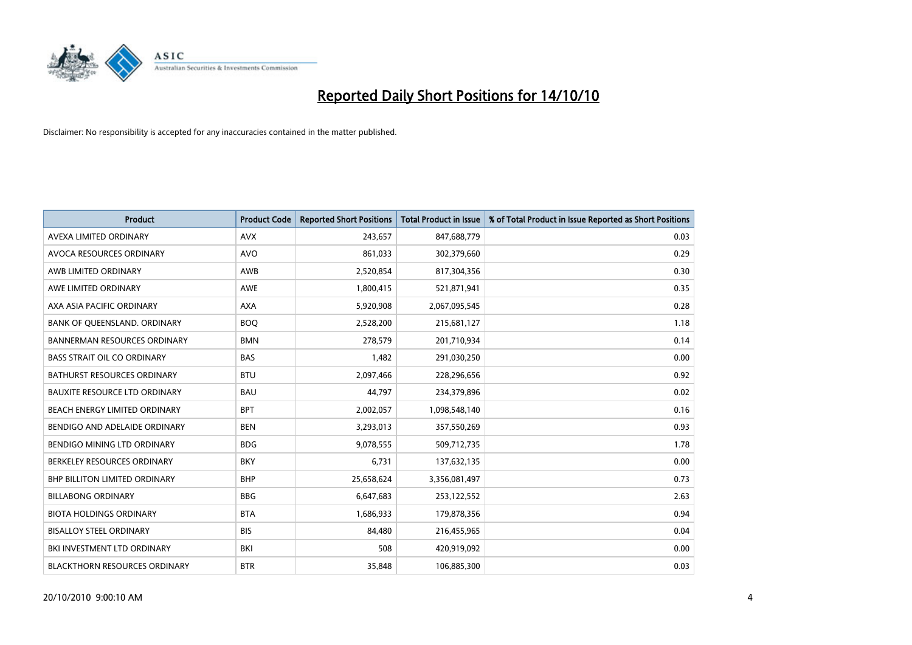# Reported Daily Short Positions for 14/10/10

Disclaimer: No responsibility is accepted for any inaccuracies contained in the matter published.

| Product | Product Code | Reported Short Positions | Total Product in Issue | % of Total Product in Issue Reported as Short Positions |
| --- | --- | --- | --- | --- |
| AVEXA LIMITED ORDINARY | AVX | 243,657 | 847,688,779 | 0.03 |
| AVOCA RESOURCES ORDINARY | AVO | 861,033 | 302,379,660 | 0.29 |
| AWB LIMITED ORDINARY | AWB | 2,520,854 | 817,304,356 | 0.30 |
| AWE LIMITED ORDINARY | AWE | 1,800,415 | 521,871,941 | 0.35 |
| AXA ASIA PACIFIC ORDINARY | AXA | 5,920,908 | 2,067,095,545 | 0.28 |
| BANK OF QUEENSLAND. ORDINARY | BOQ | 2,528,200 | 215,681,127 | 1.18 |
| BANNERMAN RESOURCES ORDINARY | BMN | 278,579 | 201,710,934 | 0.14 |
| BASS STRAIT OIL CO ORDINARY | BAS | 1,482 | 291,030,250 | 0.00 |
| BATHURST RESOURCES ORDINARY | BTU | 2,097,466 | 228,296,656 | 0.92 |
| BAUXITE RESOURCE LTD ORDINARY | BAU | 44,797 | 234,379,896 | 0.02 |
| BEACH ENERGY LIMITED ORDINARY | BPT | 2,002,057 | 1,098,548,140 | 0.16 |
| BENDIGO AND ADELAIDE ORDINARY | BEN | 3,293,013 | 357,550,269 | 0.93 |
| BENDIGO MINING LTD ORDINARY | BDG | 9,078,555 | 509,712,735 | 1.78 |
| BERKELEY RESOURCES ORDINARY | BKY | 6,731 | 137,632,135 | 0.00 |
| BHP BILLITON LIMITED ORDINARY | BHP | 25,658,624 | 3,356,081,497 | 0.73 |
| BILLABONG ORDINARY | BBG | 6,647,683 | 253,122,552 | 2.63 |
| BIOTA HOLDINGS ORDINARY | BTA | 1,686,933 | 179,878,356 | 0.94 |
| BISALLOY STEEL ORDINARY | BIS | 84,480 | 216,455,965 | 0.04 |
| BKI INVESTMENT LTD ORDINARY | BKI | 508 | 420,919,092 | 0.00 |
| BLACKTHORN RESOURCES ORDINARY | BTR | 35,848 | 106,885,300 | 0.03 |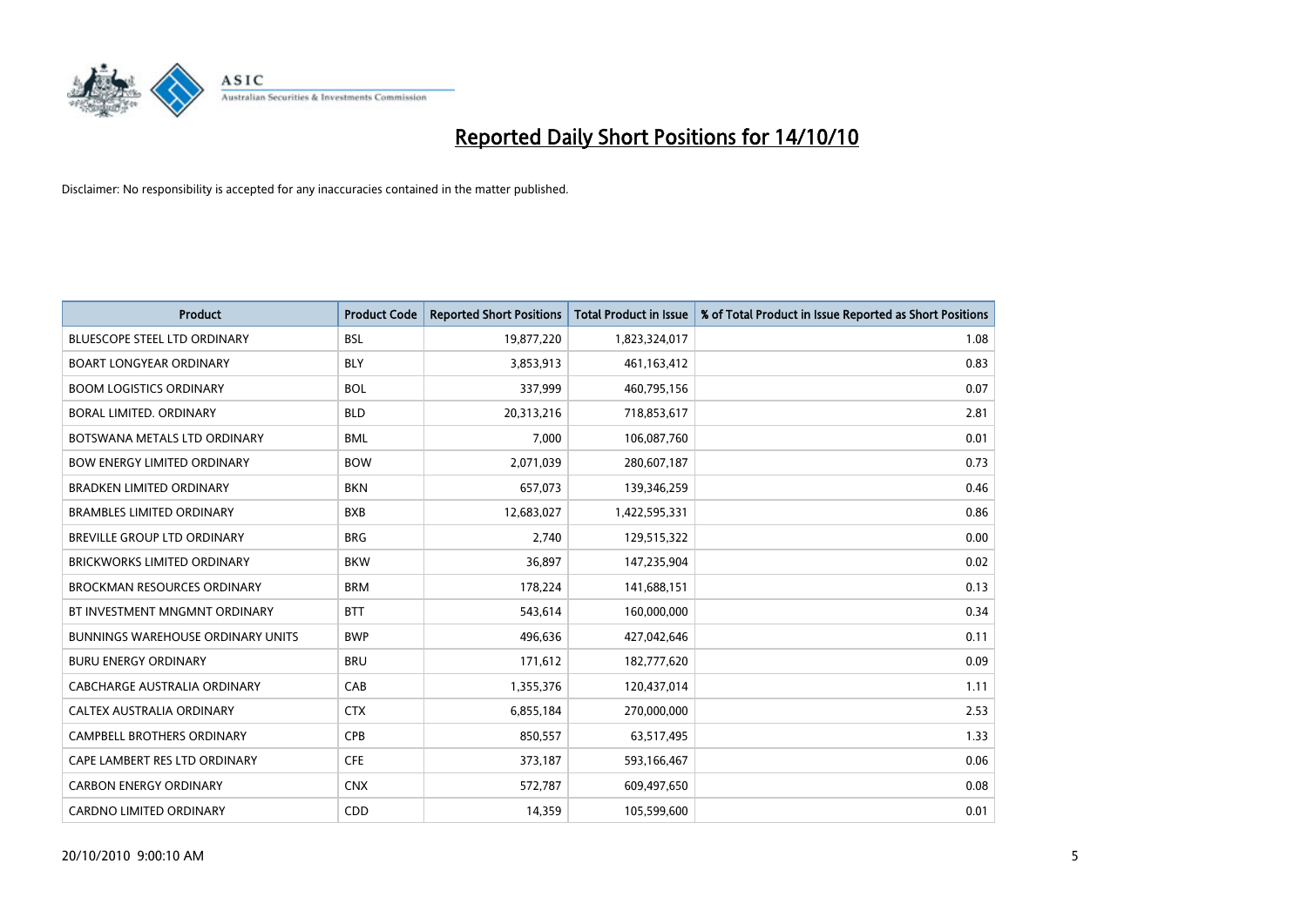# Reported Daily Short Positions for 14/10/10

Disclaimer: No responsibility is accepted for any inaccuracies contained in the matter published.

| Product | Product Code | Reported Short Positions | Total Product in Issue | % of Total Product in Issue Reported as Short Positions |
|---|---|---|---|---|
| BLUESCOPE STEEL LTD ORDINARY | BSL | 19,877,220 | 1,823,324,017 | 1.08 |
| BOART LONGYEAR ORDINARY | BLY | 3,853,913 | 461,163,412 | 0.83 |
| BOOM LOGISTICS ORDINARY | BOL | 337,999 | 460,795,156 | 0.07 |
| BORAL LIMITED. ORDINARY | BLD | 20,313,216 | 718,853,617 | 2.81 |
| BOTSWANA METALS LTD ORDINARY | BML | 7,000 | 106,087,760 | 0.01 |
| BOW ENERGY LIMITED ORDINARY | BOW | 2,071,039 | 280,607,187 | 0.73 |
| BRADKEN LIMITED ORDINARY | BKN | 657,073 | 139,346,259 | 0.46 |
| BRAMBLES LIMITED ORDINARY | BXB | 12,683,027 | 1,422,595,331 | 0.86 |
| BREVILLE GROUP LTD ORDINARY | BRG | 2,740 | 129,515,322 | 0.00 |
| BRICKWORKS LIMITED ORDINARY | BKW | 36,897 | 147,235,904 | 0.02 |
| BROCKMAN RESOURCES ORDINARY | BRM | 178,224 | 141,688,151 | 0.13 |
| BT INVESTMENT MNGMNT ORDINARY | BTT | 543,614 | 160,000,000 | 0.34 |
| BUNNINGS WAREHOUSE ORDINARY UNITS | BWP | 496,636 | 427,042,646 | 0.11 |
| BURU ENERGY ORDINARY | BRU | 171,612 | 182,777,620 | 0.09 |
| CABCHARGE AUSTRALIA ORDINARY | CAB | 1,355,376 | 120,437,014 | 1.11 |
| CALTEX AUSTRALIA ORDINARY | CTX | 6,855,184 | 270,000,000 | 2.53 |
| CAMPBELL BROTHERS ORDINARY | CPB | 850,557 | 63,517,495 | 1.33 |
| CAPE LAMBERT RES LTD ORDINARY | CFE | 373,187 | 593,166,467 | 0.06 |
| CARBON ENERGY ORDINARY | CNX | 572,787 | 609,497,650 | 0.08 |
| CARDNO LIMITED ORDINARY | CDD | 14,359 | 105,599,600 | 0.01 |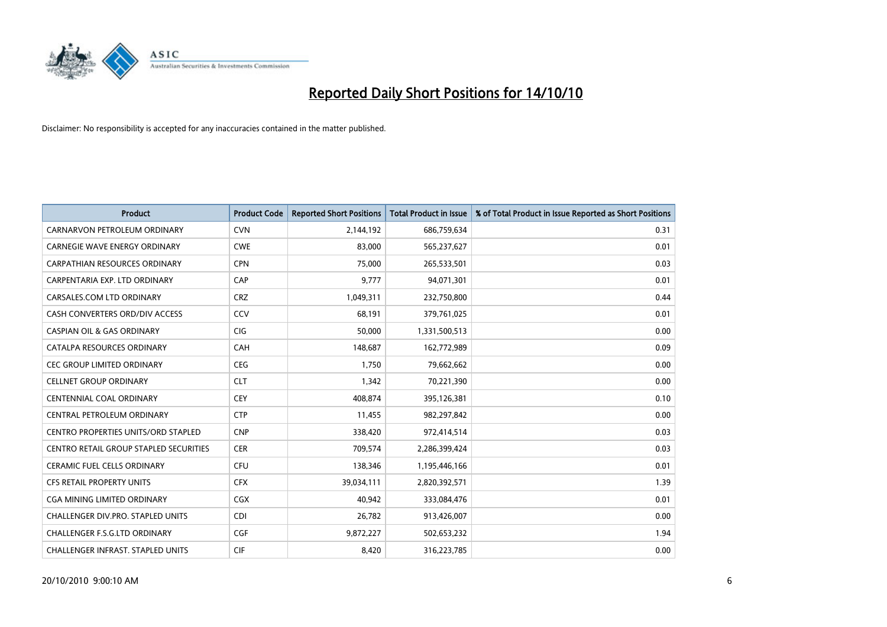# Reported Daily Short Positions for 14/10/10

Disclaimer: No responsibility is accepted for any inaccuracies contained in the matter published.

| Product | Product Code | Reported Short Positions | Total Product in Issue | % of Total Product in Issue Reported as Short Positions |
|---|---|---|---|---|
| CARNARVON PETROLEUM ORDINARY | CVN | 2,144,192 | 686,759,634 | 0.31 |
| CARNEGIE WAVE ENERGY ORDINARY | CWE | 83,000 | 565,237,627 | 0.01 |
| CARPATHIAN RESOURCES ORDINARY | CPN | 75,000 | 265,533,501 | 0.03 |
| CARPENTARIA EXP. LTD ORDINARY | CAP | 9,777 | 94,071,301 | 0.01 |
| CARSALES.COM LTD ORDINARY | CRZ | 1,049,311 | 232,750,800 | 0.44 |
| CASH CONVERTERS ORD/DIV ACCESS | CCV | 68,191 | 379,761,025 | 0.01 |
| CASPIAN OIL & GAS ORDINARY | CIG | 50,000 | 1,331,500,513 | 0.00 |
| CATALPA RESOURCES ORDINARY | CAH | 148,687 | 162,772,989 | 0.09 |
| CEC GROUP LIMITED ORDINARY | CEG | 1,750 | 79,662,662 | 0.00 |
| CELLNET GROUP ORDINARY | CLT | 1,342 | 70,221,390 | 0.00 |
| CENTENNIAL COAL ORDINARY | CEY | 408,874 | 395,126,381 | 0.10 |
| CENTRAL PETROLEUM ORDINARY | CTP | 11,455 | 982,297,842 | 0.00 |
| CENTRO PROPERTIES UNITS/ORD STAPLED | CNP | 338,420 | 972,414,514 | 0.03 |
| CENTRO RETAIL GROUP STAPLED SECURITIES | CER | 709,574 | 2,286,399,424 | 0.03 |
| CERAMIC FUEL CELLS ORDINARY | CFU | 138,346 | 1,195,446,166 | 0.01 |
| CFS RETAIL PROPERTY UNITS | CFX | 39,034,111 | 2,820,392,571 | 1.39 |
| CGA MINING LIMITED ORDINARY | CGX | 40,942 | 333,084,476 | 0.01 |
| CHALLENGER DIV.PRO. STAPLED UNITS | CDI | 26,782 | 913,426,007 | 0.00 |
| CHALLENGER F.S.G.LTD ORDINARY | CGF | 9,872,227 | 502,653,232 | 1.94 |
| CHALLENGER INFRAST. STAPLED UNITS | CIF | 8,420 | 316,223,785 | 0.00 |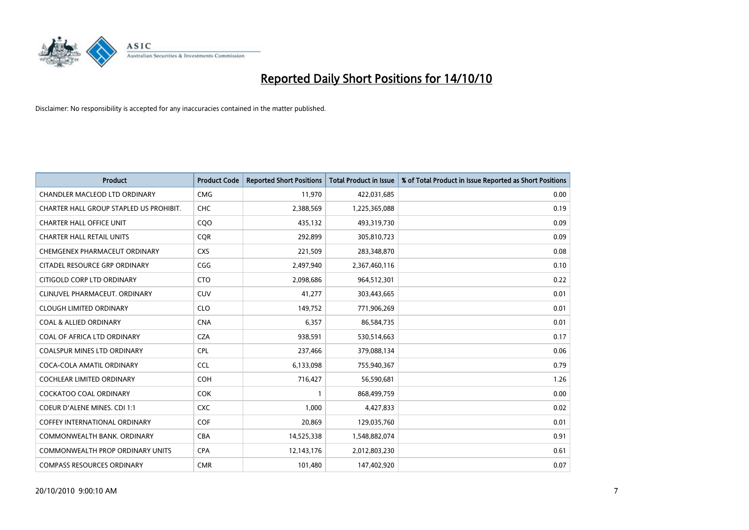# Reported Daily Short Positions for 14/10/10

Disclaimer: No responsibility is accepted for any inaccuracies contained in the matter published.

| Product | Product Code | Reported Short Positions | Total Product in Issue | % of Total Product in Issue Reported as Short Positions |
|---|---|---|---|---|
| CHANDLER MACLEOD LTD ORDINARY | CMG | 11,970 | 422,031,685 | 0.00 |
| CHARTER HALL GROUP STAPLED US PROHIBIT. | CHC | 2,388,569 | 1,225,365,088 | 0.19 |
| CHARTER HALL OFFICE UNIT | CQO | 435,132 | 493,319,730 | 0.09 |
| CHARTER HALL RETAIL UNITS | CQR | 292,899 | 305,810,723 | 0.09 |
| CHEMGENEX PHARMACEUT ORDINARY | CXS | 221,509 | 283,348,870 | 0.08 |
| CITADEL RESOURCE GRP ORDINARY | CGG | 2,497,940 | 2,367,460,116 | 0.10 |
| CITIGOLD CORP LTD ORDINARY | CTO | 2,098,686 | 964,512,301 | 0.22 |
| CLINUVEL PHARMACEUT. ORDINARY | CUV | 41,277 | 303,443,665 | 0.01 |
| CLOUGH LIMITED ORDINARY | CLO | 149,752 | 771,906,269 | 0.01 |
| COAL & ALLIED ORDINARY | CNA | 6,357 | 86,584,735 | 0.01 |
| COAL OF AFRICA LTD ORDINARY | CZA | 938,591 | 530,514,663 | 0.17 |
| COALSPUR MINES LTD ORDINARY | CPL | 237,466 | 379,088,134 | 0.06 |
| COCA-COLA AMATIL ORDINARY | CCL | 6,133,098 | 755,940,367 | 0.79 |
| COCHLEAR LIMITED ORDINARY | COH | 716,427 | 56,590,681 | 1.26 |
| COCKATOO COAL ORDINARY | COK | 1 | 868,499,759 | 0.00 |
| COEUR D'ALENE MINES. CDI 1:1 | CXC | 1,000 | 4,427,833 | 0.02 |
| COFFEY INTERNATIONAL ORDINARY | COF | 20,869 | 129,035,760 | 0.01 |
| COMMONWEALTH BANK. ORDINARY | CBA | 14,525,338 | 1,548,882,074 | 0.91 |
| COMMONWEALTH PROP ORDINARY UNITS | CPA | 12,143,176 | 2,012,803,230 | 0.61 |
| COMPASS RESOURCES ORDINARY | CMR | 101,480 | 147,402,920 | 0.07 |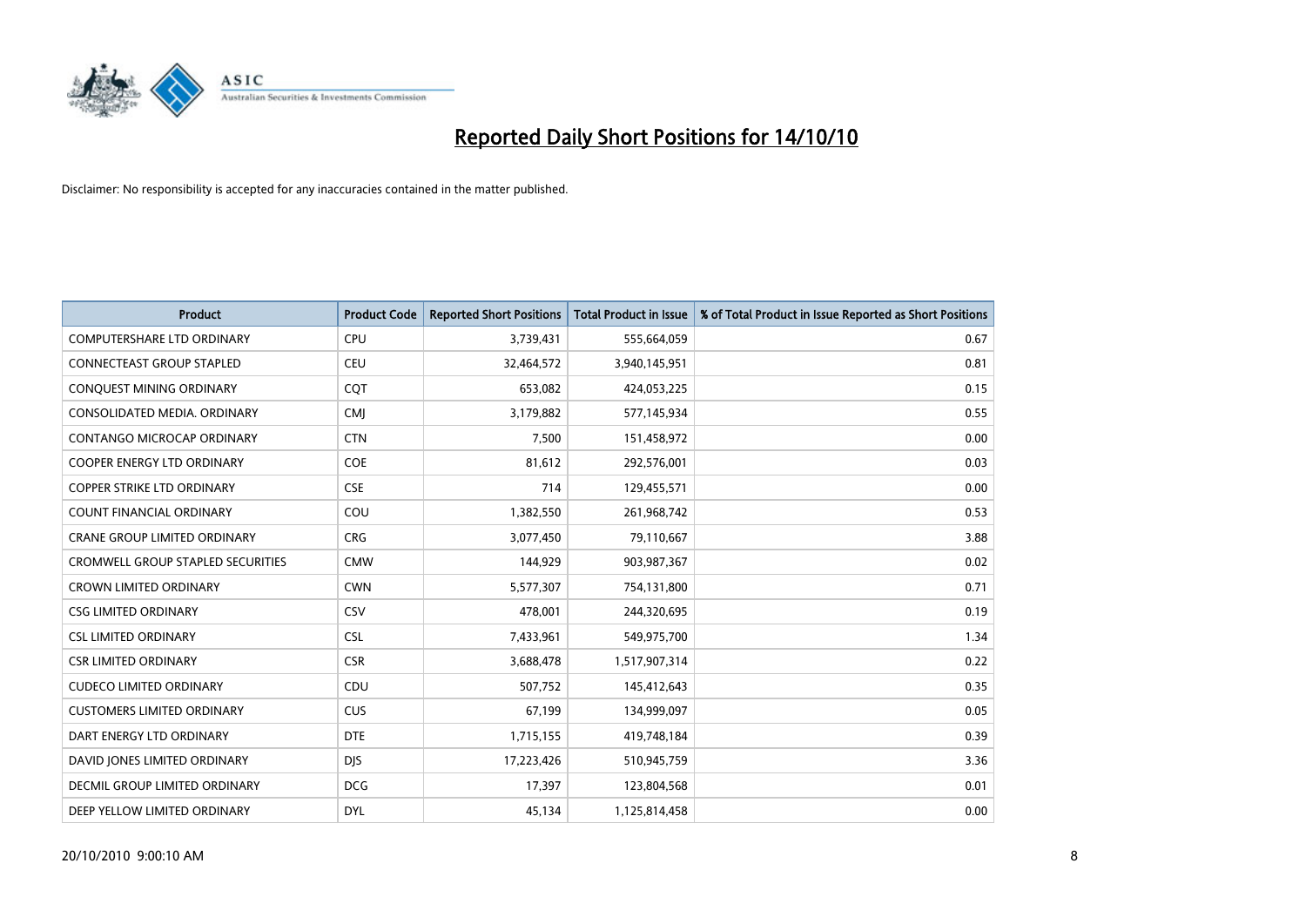# Reported Daily Short Positions for 14/10/10

Disclaimer: No responsibility is accepted for any inaccuracies contained in the matter published.

| Product | Product Code | Reported Short Positions | Total Product in Issue | % of Total Product in Issue Reported as Short Positions |
|---|---|---|---|---|
| COMPUTERSHARE LTD ORDINARY | CPU | 3,739,431 | 555,664,059 | 0.67 |
| CONNECTEAST GROUP STAPLED | CEU | 32,464,572 | 3,940,145,951 | 0.81 |
| CONQUEST MINING ORDINARY | CQT | 653,082 | 424,053,225 | 0.15 |
| CONSOLIDATED MEDIA. ORDINARY | CMJ | 3,179,882 | 577,145,934 | 0.55 |
| CONTANGO MICROCAP ORDINARY | CTN | 7,500 | 151,458,972 | 0.00 |
| COOPER ENERGY LTD ORDINARY | COE | 81,612 | 292,576,001 | 0.03 |
| COPPER STRIKE LTD ORDINARY | CSE | 714 | 129,455,571 | 0.00 |
| COUNT FINANCIAL ORDINARY | COU | 1,382,550 | 261,968,742 | 0.53 |
| CRANE GROUP LIMITED ORDINARY | CRG | 3,077,450 | 79,110,667 | 3.88 |
| CROMWELL GROUP STAPLED SECURITIES | CMW | 144,929 | 903,987,367 | 0.02 |
| CROWN LIMITED ORDINARY | CWN | 5,577,307 | 754,131,800 | 0.71 |
| CSG LIMITED ORDINARY | CSV | 478,001 | 244,320,695 | 0.19 |
| CSL LIMITED ORDINARY | CSL | 7,433,961 | 549,975,700 | 1.34 |
| CSR LIMITED ORDINARY | CSR | 3,688,478 | 1,517,907,314 | 0.22 |
| CUDECO LIMITED ORDINARY | CDU | 507,752 | 145,412,643 | 0.35 |
| CUSTOMERS LIMITED ORDINARY | CUS | 67,199 | 134,999,097 | 0.05 |
| DART ENERGY LTD ORDINARY | DTE | 1,715,155 | 419,748,184 | 0.39 |
| DAVID JONES LIMITED ORDINARY | DJS | 17,223,426 | 510,945,759 | 3.36 |
| DECMIL GROUP LIMITED ORDINARY | DCG | 17,397 | 123,804,568 | 0.01 |
| DEEP YELLOW LIMITED ORDINARY | DYL | 45,134 | 1,125,814,458 | 0.00 |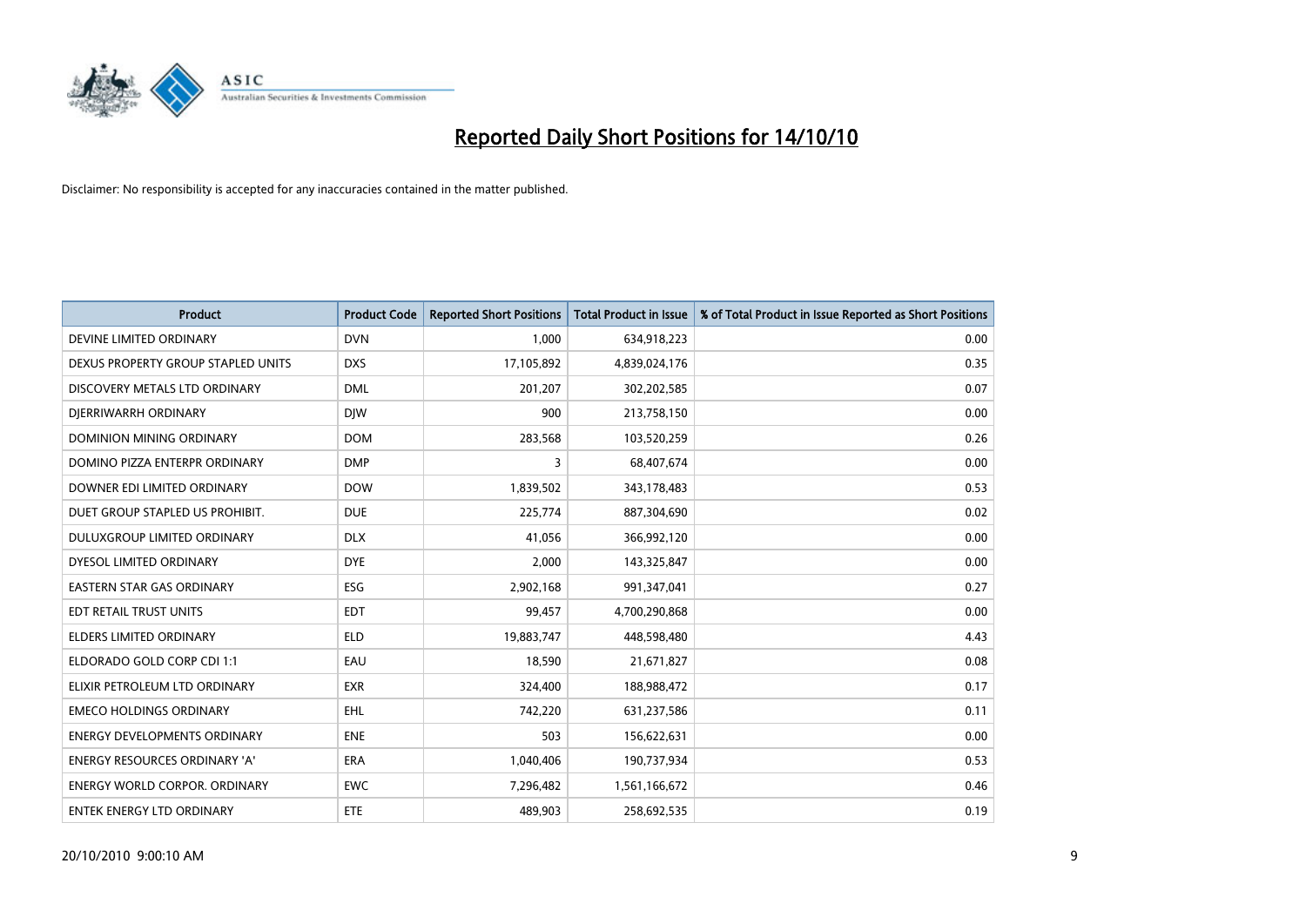# Reported Daily Short Positions for 14/10/10

Disclaimer: No responsibility is accepted for any inaccuracies contained in the matter published.

| Product | Product Code | Reported Short Positions | Total Product in Issue | % of Total Product in Issue Reported as Short Positions |
|---|---|---|---|---|
| DEVINE LIMITED ORDINARY | DVN | 1,000 | 634,918,223 | 0.00 |
| DEXUS PROPERTY GROUP STAPLED UNITS | DXS | 17,105,892 | 4,839,024,176 | 0.35 |
| DISCOVERY METALS LTD ORDINARY | DML | 201,207 | 302,202,585 | 0.07 |
| DJERRIWARRH ORDINARY | DJW | 900 | 213,758,150 | 0.00 |
| DOMINION MINING ORDINARY | DOM | 283,568 | 103,520,259 | 0.26 |
| DOMINO PIZZA ENTERPR ORDINARY | DMP | 3 | 68,407,674 | 0.00 |
| DOWNER EDI LIMITED ORDINARY | DOW | 1,839,502 | 343,178,483 | 0.53 |
| DUET GROUP STAPLED US PROHIBIT. | DUE | 225,774 | 887,304,690 | 0.02 |
| DULUXGROUP LIMITED ORDINARY | DLX | 41,056 | 366,992,120 | 0.00 |
| DYESOL LIMITED ORDINARY | DYE | 2,000 | 143,325,847 | 0.00 |
| EASTERN STAR GAS ORDINARY | ESG | 2,902,168 | 991,347,041 | 0.27 |
| EDT RETAIL TRUST UNITS | EDT | 99,457 | 4,700,290,868 | 0.00 |
| ELDERS LIMITED ORDINARY | ELD | 19,883,747 | 448,598,480 | 4.43 |
| ELDORADO GOLD CORP CDI 1:1 | EAU | 18,590 | 21,671,827 | 0.08 |
| ELIXIR PETROLEUM LTD ORDINARY | EXR | 324,400 | 188,988,472 | 0.17 |
| EMECO HOLDINGS ORDINARY | EHL | 742,220 | 631,237,586 | 0.11 |
| ENERGY DEVELOPMENTS ORDINARY | ENE | 503 | 156,622,631 | 0.00 |
| ENERGY RESOURCES ORDINARY 'A' | ERA | 1,040,406 | 190,737,934 | 0.53 |
| ENERGY WORLD CORPOR. ORDINARY | EWC | 7,296,482 | 1,561,166,672 | 0.46 |
| ENTEK ENERGY LTD ORDINARY | ETE | 489,903 | 258,692,535 | 0.19 |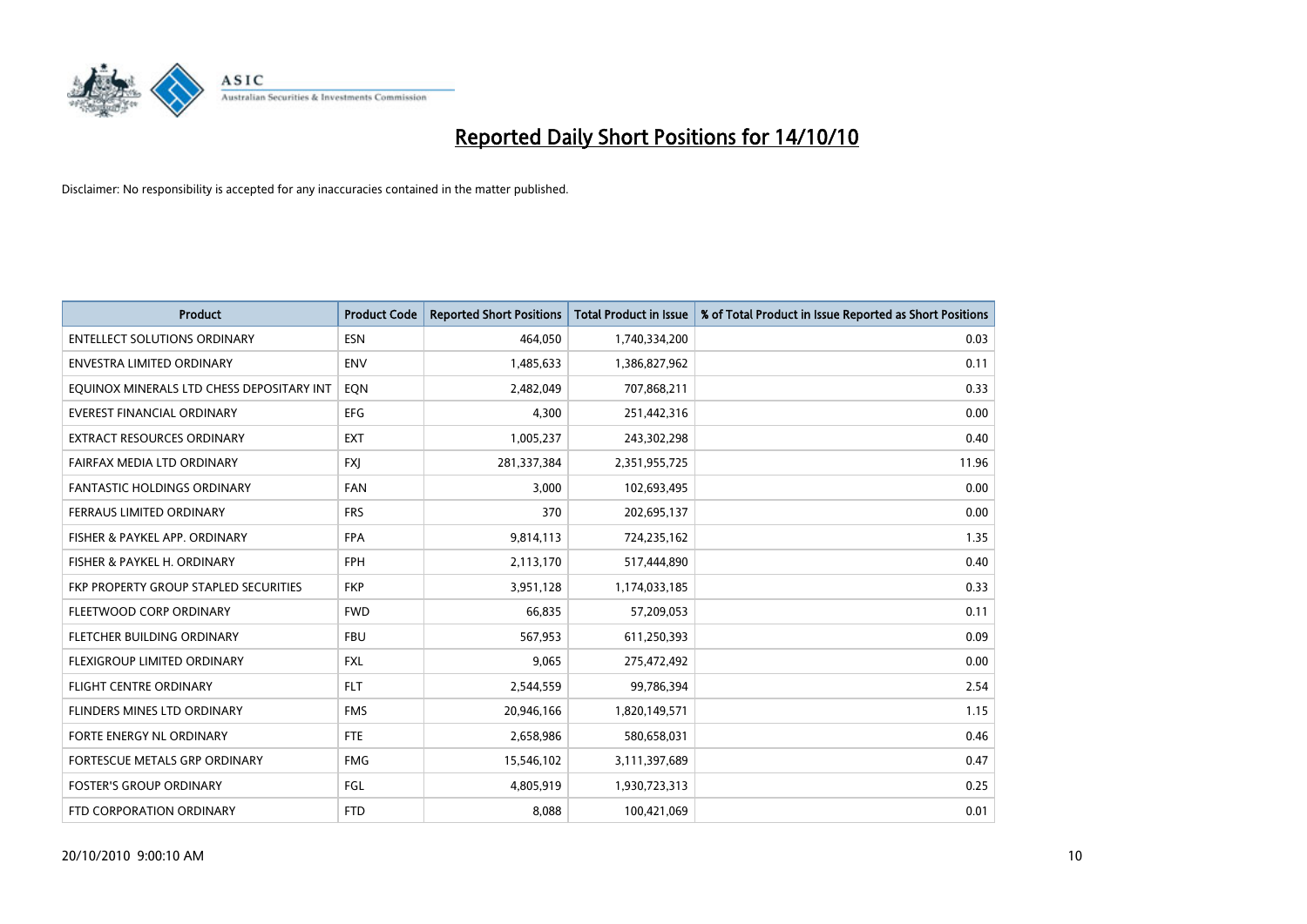# Reported Daily Short Positions for 14/10/10

Disclaimer: No responsibility is accepted for any inaccuracies contained in the matter published.

| Product | Product Code | Reported Short Positions | Total Product in Issue | % of Total Product in Issue Reported as Short Positions |
|---|---|---|---|---|
| ENTELLECT SOLUTIONS ORDINARY | ESN | 464,050 | 1,740,334,200 | 0.03 |
| ENVESTRA LIMITED ORDINARY | ENV | 1,485,633 | 1,386,827,962 | 0.11 |
| EQUINOX MINERALS LTD CHESS DEPOSITARY INT | EQN | 2,482,049 | 707,868,211 | 0.33 |
| EVEREST FINANCIAL ORDINARY | EFG | 4,300 | 251,442,316 | 0.00 |
| EXTRACT RESOURCES ORDINARY | EXT | 1,005,237 | 243,302,298 | 0.40 |
| FAIRFAX MEDIA LTD ORDINARY | FXJ | 281,337,384 | 2,351,955,725 | 11.96 |
| FANTASTIC HOLDINGS ORDINARY | FAN | 3,000 | 102,693,495 | 0.00 |
| FERRAUS LIMITED ORDINARY | FRS | 370 | 202,695,137 | 0.00 |
| FISHER & PAYKEL APP. ORDINARY | FPA | 9,814,113 | 724,235,162 | 1.35 |
| FISHER & PAYKEL H. ORDINARY | FPH | 2,113,170 | 517,444,890 | 0.40 |
| FKP PROPERTY GROUP STAPLED SECURITIES | FKP | 3,951,128 | 1,174,033,185 | 0.33 |
| FLEETWOOD CORP ORDINARY | FWD | 66,835 | 57,209,053 | 0.11 |
| FLETCHER BUILDING ORDINARY | FBU | 567,953 | 611,250,393 | 0.09 |
| FLEXIGROUP LIMITED ORDINARY | FXL | 9,065 | 275,472,492 | 0.00 |
| FLIGHT CENTRE ORDINARY | FLT | 2,544,559 | 99,786,394 | 2.54 |
| FLINDERS MINES LTD ORDINARY | FMS | 20,946,166 | 1,820,149,571 | 1.15 |
| FORTE ENERGY NL ORDINARY | FTE | 2,658,986 | 580,658,031 | 0.46 |
| FORTESCUE METALS GRP ORDINARY | FMG | 15,546,102 | 3,111,397,689 | 0.47 |
| FOSTER'S GROUP ORDINARY | FGL | 4,805,919 | 1,930,723,313 | 0.25 |
| FTD CORPORATION ORDINARY | FTD | 8,088 | 100,421,069 | 0.01 |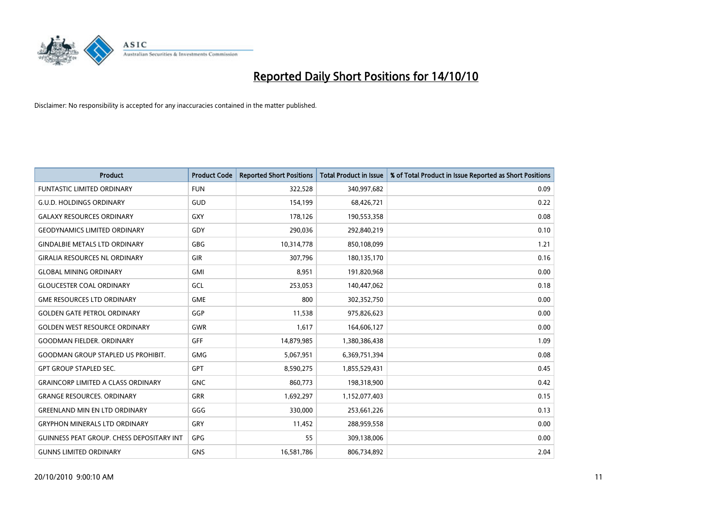# Reported Daily Short Positions for 14/10/10

Disclaimer: No responsibility is accepted for any inaccuracies contained in the matter published.

| Product | Product Code | Reported Short Positions | Total Product in Issue | % of Total Product in Issue Reported as Short Positions |
|---|---|---|---|---|
| FUNTASTIC LIMITED ORDINARY | FUN | 322,528 | 340,997,682 | 0.09 |
| G.U.D. HOLDINGS ORDINARY | GUD | 154,199 | 68,426,721 | 0.22 |
| GALAXY RESOURCES ORDINARY | GXY | 178,126 | 190,553,358 | 0.08 |
| GEODYNAMICS LIMITED ORDINARY | GDY | 290,036 | 292,840,219 | 0.10 |
| GINDALBIE METALS LTD ORDINARY | GBG | 10,314,778 | 850,108,099 | 1.21 |
| GIRALIA RESOURCES NL ORDINARY | GIR | 307,796 | 180,135,170 | 0.16 |
| GLOBAL MINING ORDINARY | GMI | 8,951 | 191,820,968 | 0.00 |
| GLOUCESTER COAL ORDINARY | GCL | 253,053 | 140,447,062 | 0.18 |
| GME RESOURCES LTD ORDINARY | GME | 800 | 302,352,750 | 0.00 |
| GOLDEN GATE PETROL ORDINARY | GGP | 11,538 | 975,826,623 | 0.00 |
| GOLDEN WEST RESOURCE ORDINARY | GWR | 1,617 | 164,606,127 | 0.00 |
| GOODMAN FIELDER. ORDINARY | GFF | 14,879,985 | 1,380,386,438 | 1.09 |
| GOODMAN GROUP STAPLED US PROHIBIT. | GMG | 5,067,951 | 6,369,751,394 | 0.08 |
| GPT GROUP STAPLED SEC. | GPT | 8,590,275 | 1,855,529,431 | 0.45 |
| GRAINCORP LIMITED A CLASS ORDINARY | GNC | 860,773 | 198,318,900 | 0.42 |
| GRANGE RESOURCES. ORDINARY | GRR | 1,692,297 | 1,152,077,403 | 0.15 |
| GREENLAND MIN EN LTD ORDINARY | GGG | 330,000 | 253,661,226 | 0.13 |
| GRYPHON MINERALS LTD ORDINARY | GRY | 11,452 | 288,959,558 | 0.00 |
| GUINNESS PEAT GROUP. CHESS DEPOSITARY INT | GPG | 55 | 309,138,006 | 0.00 |
| GUNNS LIMITED ORDINARY | GNS | 16,581,786 | 806,734,892 | 2.04 |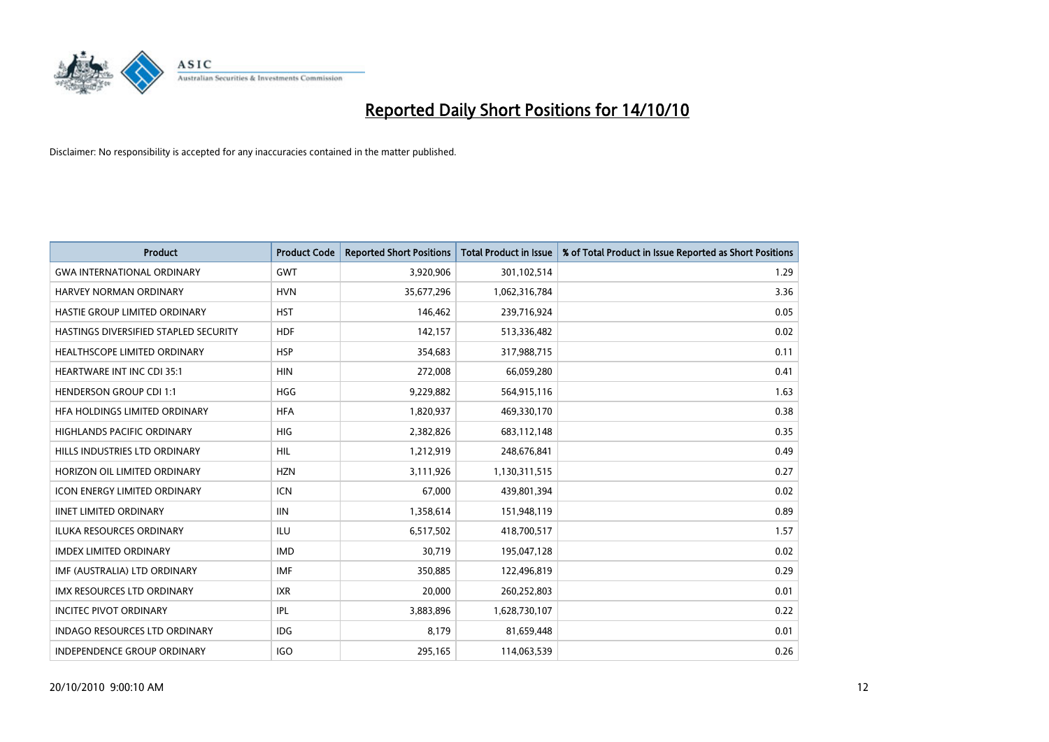# Reported Daily Short Positions for 14/10/10

Disclaimer: No responsibility is accepted for any inaccuracies contained in the matter published.

| Product | Product Code | Reported Short Positions | Total Product in Issue | % of Total Product in Issue Reported as Short Positions |
|---|---|---|---|---|
| GWA INTERNATIONAL ORDINARY | GWT | 3,920,906 | 301,102,514 | 1.29 |
| HARVEY NORMAN ORDINARY | HVN | 35,677,296 | 1,062,316,784 | 3.36 |
| HASTIE GROUP LIMITED ORDINARY | HST | 146,462 | 239,716,924 | 0.05 |
| HASTINGS DIVERSIFIED STAPLED SECURITY | HDF | 142,157 | 513,336,482 | 0.02 |
| HEALTHSCOPE LIMITED ORDINARY | HSP | 354,683 | 317,988,715 | 0.11 |
| HEARTWARE INT INC CDI 35:1 | HIN | 272,008 | 66,059,280 | 0.41 |
| HENDERSON GROUP CDI 1:1 | HGG | 9,229,882 | 564,915,116 | 1.63 |
| HFA HOLDINGS LIMITED ORDINARY | HFA | 1,820,937 | 469,330,170 | 0.38 |
| HIGHLANDS PACIFIC ORDINARY | HIG | 2,382,826 | 683,112,148 | 0.35 |
| HILLS INDUSTRIES LTD ORDINARY | HIL | 1,212,919 | 248,676,841 | 0.49 |
| HORIZON OIL LIMITED ORDINARY | HZN | 3,111,926 | 1,130,311,515 | 0.27 |
| ICON ENERGY LIMITED ORDINARY | ICN | 67,000 | 439,801,394 | 0.02 |
| IINET LIMITED ORDINARY | IIN | 1,358,614 | 151,948,119 | 0.89 |
| ILUKA RESOURCES ORDINARY | ILU | 6,517,502 | 418,700,517 | 1.57 |
| IMDEX LIMITED ORDINARY | IMD | 30,719 | 195,047,128 | 0.02 |
| IMF (AUSTRALIA) LTD ORDINARY | IMF | 350,885 | 122,496,819 | 0.29 |
| IMX RESOURCES LTD ORDINARY | IXR | 20,000 | 260,252,803 | 0.01 |
| INCITEC PIVOT ORDINARY | IPL | 3,883,896 | 1,628,730,107 | 0.22 |
| INDAGO RESOURCES LTD ORDINARY | IDG | 8,179 | 81,659,448 | 0.01 |
| INDEPENDENCE GROUP ORDINARY | IGO | 295,165 | 114,063,539 | 0.26 |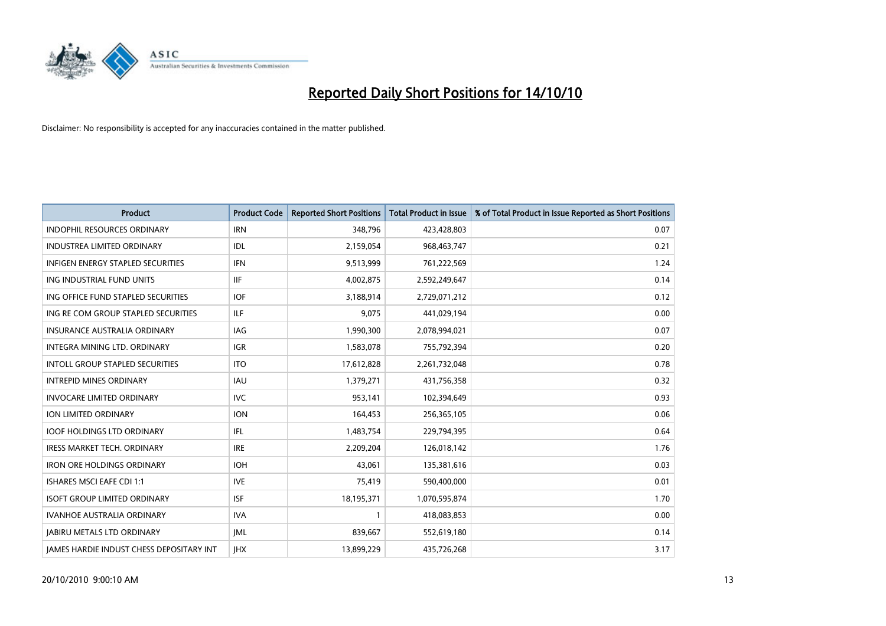# Reported Daily Short Positions for 14/10/10

Disclaimer: No responsibility is accepted for any inaccuracies contained in the matter published.

| Product | Product Code | Reported Short Positions | Total Product in Issue | % of Total Product in Issue Reported as Short Positions |
|---|---|---|---|---|
| INDOPHIL RESOURCES ORDINARY | IRN | 348,796 | 423,428,803 | 0.07 |
| INDUSTREA LIMITED ORDINARY | IDL | 2,159,054 | 968,463,747 | 0.21 |
| INFIGEN ENERGY STAPLED SECURITIES | IFN | 9,513,999 | 761,222,569 | 1.24 |
| ING INDUSTRIAL FUND UNITS | IIF | 4,002,875 | 2,592,249,647 | 0.14 |
| ING OFFICE FUND STAPLED SECURITIES | IOF | 3,188,914 | 2,729,071,212 | 0.12 |
| ING RE COM GROUP STAPLED SECURITIES | ILF | 9,075 | 441,029,194 | 0.00 |
| INSURANCE AUSTRALIA ORDINARY | IAG | 1,990,300 | 2,078,994,021 | 0.07 |
| INTEGRA MINING LTD. ORDINARY | IGR | 1,583,078 | 755,792,394 | 0.20 |
| INTOLL GROUP STAPLED SECURITIES | ITO | 17,612,828 | 2,261,732,048 | 0.78 |
| INTREPID MINES ORDINARY | IAU | 1,379,271 | 431,756,358 | 0.32 |
| INVOCARE LIMITED ORDINARY | IVC | 953,141 | 102,394,649 | 0.93 |
| ION LIMITED ORDINARY | ION | 164,453 | 256,365,105 | 0.06 |
| IOOF HOLDINGS LTD ORDINARY | IFL | 1,483,754 | 229,794,395 | 0.64 |
| IRESS MARKET TECH. ORDINARY | IRE | 2,209,204 | 126,018,142 | 1.76 |
| IRON ORE HOLDINGS ORDINARY | IOH | 43,061 | 135,381,616 | 0.03 |
| ISHARES MSCI EAFE CDI 1:1 | IVE | 75,419 | 590,400,000 | 0.01 |
| ISOFT GROUP LIMITED ORDINARY | ISF | 18,195,371 | 1,070,595,874 | 1.70 |
| IVANHOE AUSTRALIA ORDINARY | IVA | 1 | 418,083,853 | 0.00 |
| JABIRU METALS LTD ORDINARY | JML | 839,667 | 552,619,180 | 0.14 |
| JAMES HARDIE INDUST CHESS DEPOSITARY INT | JHX | 13,899,229 | 435,726,268 | 3.17 |

20/10/2010 9:00:10 AM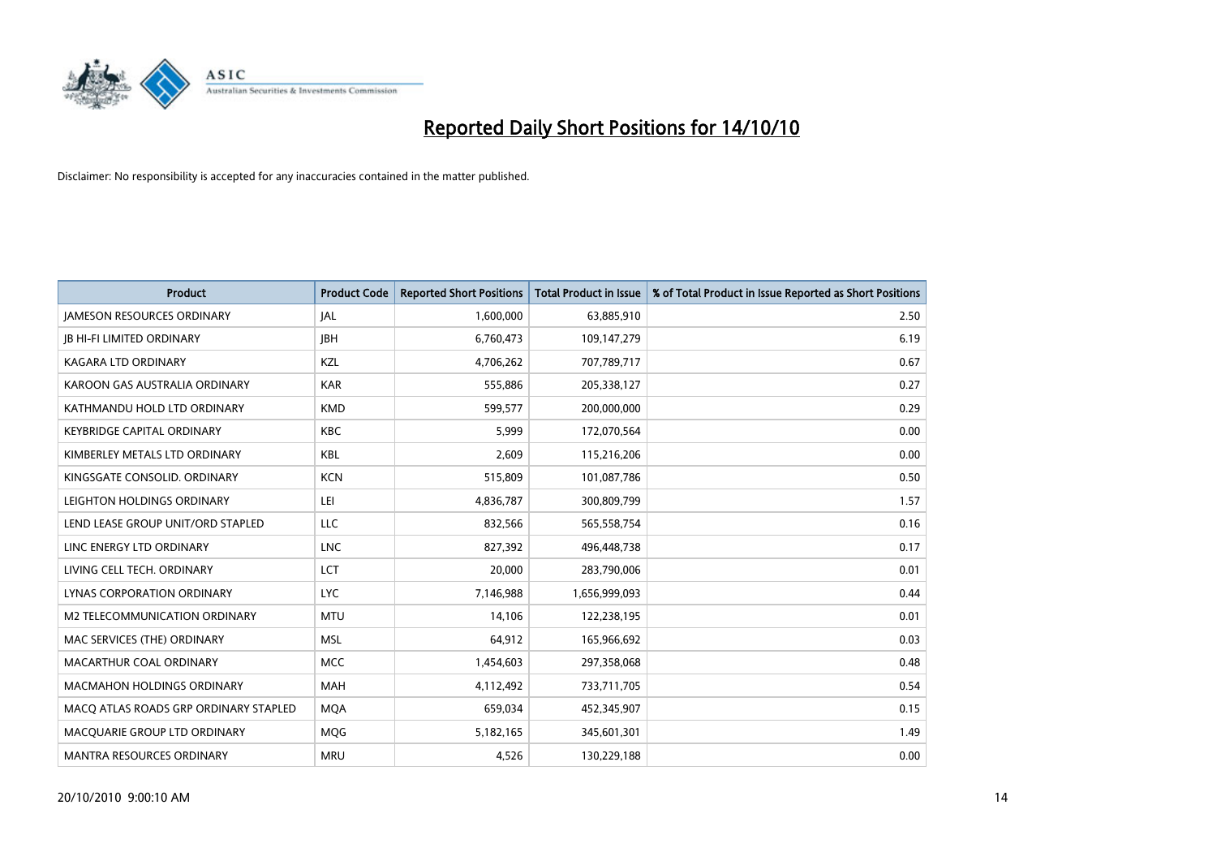# Reported Daily Short Positions for 14/10/10

Disclaimer: No responsibility is accepted for any inaccuracies contained in the matter published.

| Product | Product Code | Reported Short Positions | Total Product in Issue | % of Total Product in Issue Reported as Short Positions |
|---|---|---|---|---|
| JAMESON RESOURCES ORDINARY | JAL | 1,600,000 | 63,885,910 | 2.50 |
| JB HI-FI LIMITED ORDINARY | JBH | 6,760,473 | 109,147,279 | 6.19 |
| KAGARA LTD ORDINARY | KZL | 4,706,262 | 707,789,717 | 0.67 |
| KAROON GAS AUSTRALIA ORDINARY | KAR | 555,886 | 205,338,127 | 0.27 |
| KATHMANDU HOLD LTD ORDINARY | KMD | 599,577 | 200,000,000 | 0.29 |
| KEYBRIDGE CAPITAL ORDINARY | KBC | 5,999 | 172,070,564 | 0.00 |
| KIMBERLEY METALS LTD ORDINARY | KBL | 2,609 | 115,216,206 | 0.00 |
| KINGSGATE CONSOLID. ORDINARY | KCN | 515,809 | 101,087,786 | 0.50 |
| LEIGHTON HOLDINGS ORDINARY | LEI | 4,836,787 | 300,809,799 | 1.57 |
| LEND LEASE GROUP UNIT/ORD STAPLED | LLC | 832,566 | 565,558,754 | 0.16 |
| LINC ENERGY LTD ORDINARY | LNC | 827,392 | 496,448,738 | 0.17 |
| LIVING CELL TECH. ORDINARY | LCT | 20,000 | 283,790,006 | 0.01 |
| LYNAS CORPORATION ORDINARY | LYC | 7,146,988 | 1,656,999,093 | 0.44 |
| M2 TELECOMMUNICATION ORDINARY | MTU | 14,106 | 122,238,195 | 0.01 |
| MAC SERVICES (THE) ORDINARY | MSL | 64,912 | 165,966,692 | 0.03 |
| MACARTHUR COAL ORDINARY | MCC | 1,454,603 | 297,358,068 | 0.48 |
| MACMAHON HOLDINGS ORDINARY | MAH | 4,112,492 | 733,711,705 | 0.54 |
| MACQ ATLAS ROADS GRP ORDINARY STAPLED | MQA | 659,034 | 452,345,907 | 0.15 |
| MACQUARIE GROUP LTD ORDINARY | MQG | 5,182,165 | 345,601,301 | 1.49 |
| MANTRA RESOURCES ORDINARY | MRU | 4,526 | 130,229,188 | 0.00 |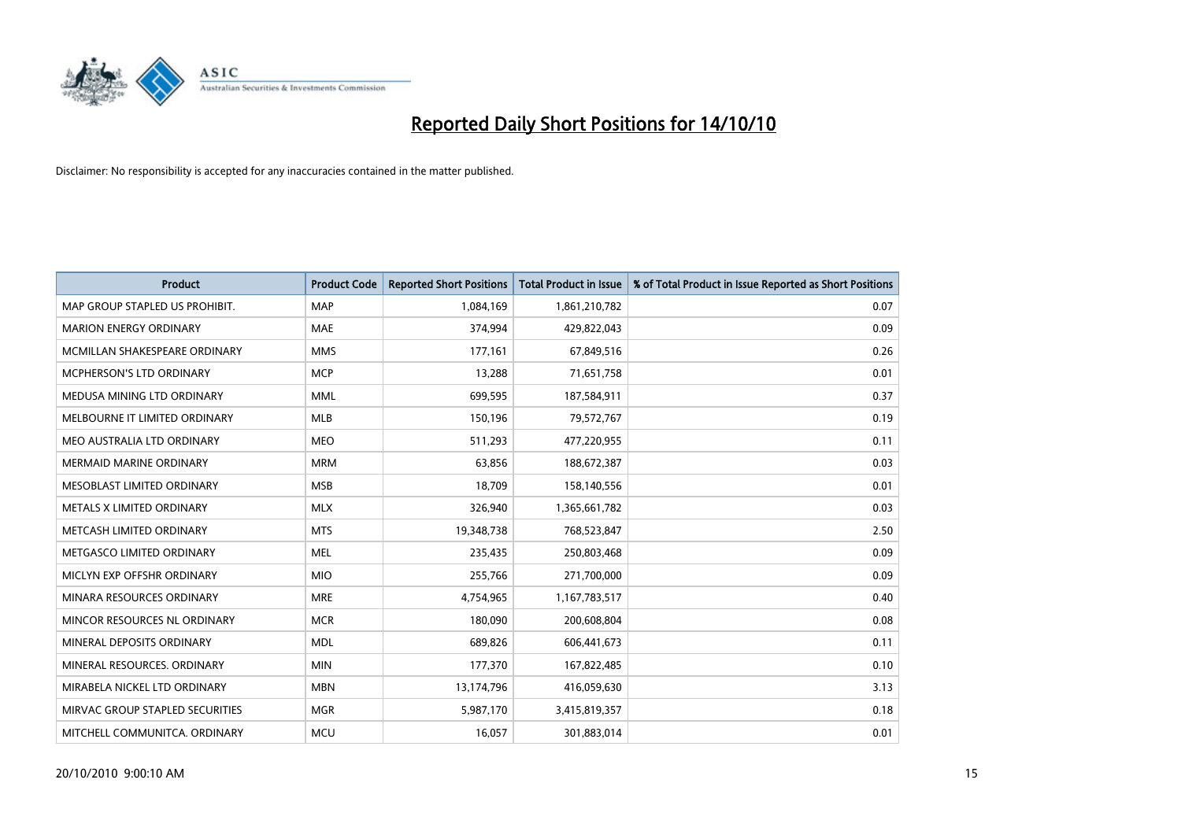# Reported Daily Short Positions for 14/10/10

Disclaimer: No responsibility is accepted for any inaccuracies contained in the matter published.

| Product | Product Code | Reported Short Positions | Total Product in Issue | % of Total Product in Issue Reported as Short Positions |
|---|---|---|---|---|
| MAP GROUP STAPLED US PROHIBIT. | MAP | 1,084,169 | 1,861,210,782 | 0.07 |
| MARION ENERGY ORDINARY | MAE | 374,994 | 429,822,043 | 0.09 |
| MCMILLAN SHAKESPEARE ORDINARY | MMS | 177,161 | 67,849,516 | 0.26 |
| MCPHERSON'S LTD ORDINARY | MCP | 13,288 | 71,651,758 | 0.01 |
| MEDUSA MINING LTD ORDINARY | MML | 699,595 | 187,584,911 | 0.37 |
| MELBOURNE IT LIMITED ORDINARY | MLB | 150,196 | 79,572,767 | 0.19 |
| MEO AUSTRALIA LTD ORDINARY | MEO | 511,293 | 477,220,955 | 0.11 |
| MERMAID MARINE ORDINARY | MRM | 63,856 | 188,672,387 | 0.03 |
| MESOBLAST LIMITED ORDINARY | MSB | 18,709 | 158,140,556 | 0.01 |
| METALS X LIMITED ORDINARY | MLX | 326,940 | 1,365,661,782 | 0.03 |
| METCASH LIMITED ORDINARY | MTS | 19,348,738 | 768,523,847 | 2.50 |
| METGASCO LIMITED ORDINARY | MEL | 235,435 | 250,803,468 | 0.09 |
| MICLYN EXP OFFSHR ORDINARY | MIO | 255,766 | 271,700,000 | 0.09 |
| MINARA RESOURCES ORDINARY | MRE | 4,754,965 | 1,167,783,517 | 0.40 |
| MINCOR RESOURCES NL ORDINARY | MCR | 180,090 | 200,608,804 | 0.08 |
| MINERAL DEPOSITS ORDINARY | MDL | 689,826 | 606,441,673 | 0.11 |
| MINERAL RESOURCES. ORDINARY | MIN | 177,370 | 167,822,485 | 0.10 |
| MIRABELA NICKEL LTD ORDINARY | MBN | 13,174,796 | 416,059,630 | 3.13 |
| MIRVAC GROUP STAPLED SECURITIES | MGR | 5,987,170 | 3,415,819,357 | 0.18 |
| MITCHELL COMMUNITCA. ORDINARY | MCU | 16,057 | 301,883,014 | 0.01 |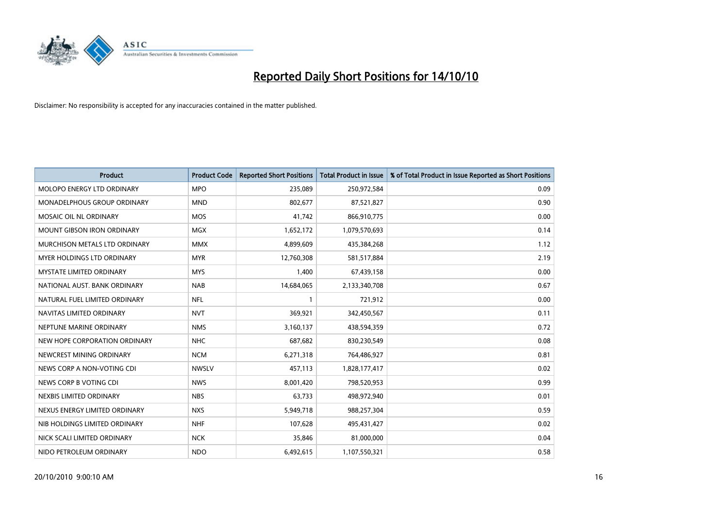# Reported Daily Short Positions for 14/10/10

Disclaimer: No responsibility is accepted for any inaccuracies contained in the matter published.

| Product | Product Code | Reported Short Positions | Total Product in Issue | % of Total Product in Issue Reported as Short Positions |
|---|---|---|---|---|
| MOLOPO ENERGY LTD ORDINARY | MPO | 235,089 | 250,972,584 | 0.09 |
| MONADELPHOUS GROUP ORDINARY | MND | 802,677 | 87,521,827 | 0.90 |
| MOSAIC OIL NL ORDINARY | MOS | 41,742 | 866,910,775 | 0.00 |
| MOUNT GIBSON IRON ORDINARY | MGX | 1,652,172 | 1,079,570,693 | 0.14 |
| MURCHISON METALS LTD ORDINARY | MMX | 4,899,609 | 435,384,268 | 1.12 |
| MYER HOLDINGS LTD ORDINARY | MYR | 12,760,308 | 581,517,884 | 2.19 |
| MYSTATE LIMITED ORDINARY | MYS | 1,400 | 67,439,158 | 0.00 |
| NATIONAL AUST. BANK ORDINARY | NAB | 14,684,065 | 2,133,340,708 | 0.67 |
| NATURAL FUEL LIMITED ORDINARY | NFL | 1 | 721,912 | 0.00 |
| NAVITAS LIMITED ORDINARY | NVT | 369,921 | 342,450,567 | 0.11 |
| NEPTUNE MARINE ORDINARY | NMS | 3,160,137 | 438,594,359 | 0.72 |
| NEW HOPE CORPORATION ORDINARY | NHC | 687,682 | 830,230,549 | 0.08 |
| NEWCREST MINING ORDINARY | NCM | 6,271,318 | 764,486,927 | 0.81 |
| NEWS CORP A NON-VOTING CDI | NWSLV | 457,113 | 1,828,177,417 | 0.02 |
| NEWS CORP B VOTING CDI | NWS | 8,001,420 | 798,520,953 | 0.99 |
| NEXBIS LIMITED ORDINARY | NBS | 63,733 | 498,972,940 | 0.01 |
| NEXUS ENERGY LIMITED ORDINARY | NXS | 5,949,718 | 988,257,304 | 0.59 |
| NIB HOLDINGS LIMITED ORDINARY | NHF | 107,628 | 495,431,427 | 0.02 |
| NICK SCALI LIMITED ORDINARY | NCK | 35,846 | 81,000,000 | 0.04 |
| NIDO PETROLEUM ORDINARY | NDO | 6,492,615 | 1,107,550,321 | 0.58 |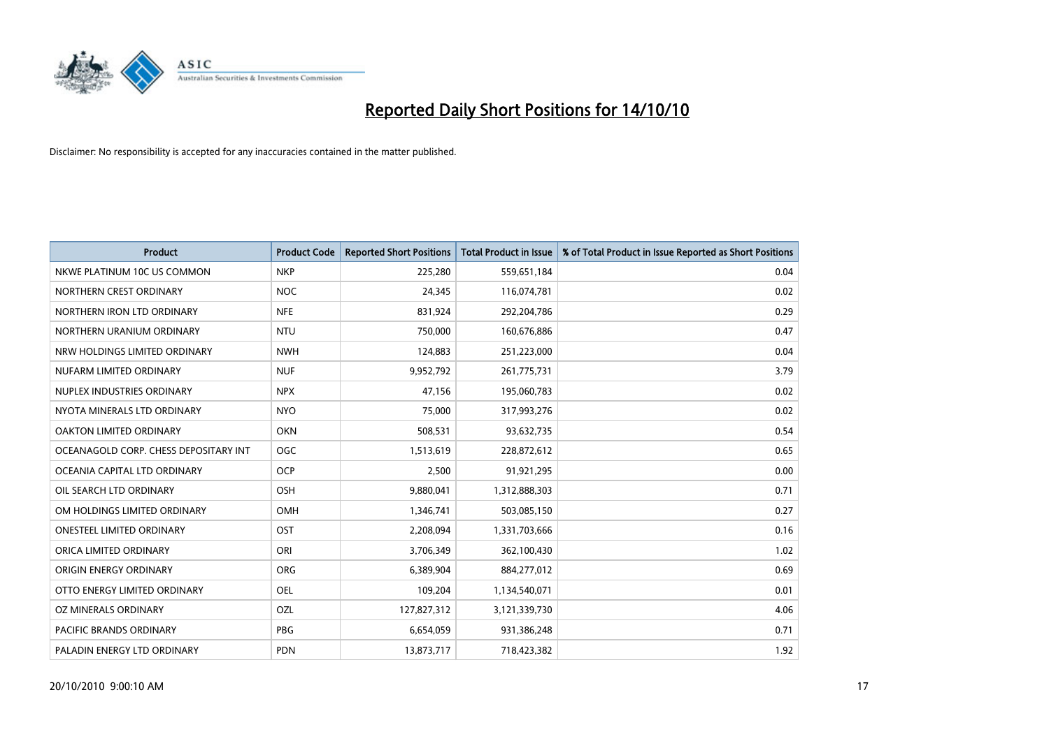# Reported Daily Short Positions for 14/10/10

Disclaimer: No responsibility is accepted for any inaccuracies contained in the matter published.

| Product | Product Code | Reported Short Positions | Total Product in Issue | % of Total Product in Issue Reported as Short Positions |
|---|---|---|---|---|
| NKWE PLATINUM 10C US COMMON | NKP | 225,280 | 559,651,184 | 0.04 |
| NORTHERN CREST ORDINARY | NOC | 24,345 | 116,074,781 | 0.02 |
| NORTHERN IRON LTD ORDINARY | NFE | 831,924 | 292,204,786 | 0.29 |
| NORTHERN URANIUM ORDINARY | NTU | 750,000 | 160,676,886 | 0.47 |
| NRW HOLDINGS LIMITED ORDINARY | NWH | 124,883 | 251,223,000 | 0.04 |
| NUFARM LIMITED ORDINARY | NUF | 9,952,792 | 261,775,731 | 3.79 |
| NUPLEX INDUSTRIES ORDINARY | NPX | 47,156 | 195,060,783 | 0.02 |
| NYOTA MINERALS LTD ORDINARY | NYO | 75,000 | 317,993,276 | 0.02 |
| OAKTON LIMITED ORDINARY | OKN | 508,531 | 93,632,735 | 0.54 |
| OCEANAGOLD CORP. CHESS DEPOSITARY INT | OGC | 1,513,619 | 228,872,612 | 0.65 |
| OCEANIA CAPITAL LTD ORDINARY | OCP | 2,500 | 91,921,295 | 0.00 |
| OIL SEARCH LTD ORDINARY | OSH | 9,880,041 | 1,312,888,303 | 0.71 |
| OM HOLDINGS LIMITED ORDINARY | OMH | 1,346,741 | 503,085,150 | 0.27 |
| ONESTEEL LIMITED ORDINARY | OST | 2,208,094 | 1,331,703,666 | 0.16 |
| ORICA LIMITED ORDINARY | ORI | 3,706,349 | 362,100,430 | 1.02 |
| ORIGIN ENERGY ORDINARY | ORG | 6,389,904 | 884,277,012 | 0.69 |
| OTTO ENERGY LIMITED ORDINARY | OEL | 109,204 | 1,134,540,071 | 0.01 |
| OZ MINERALS ORDINARY | OZL | 127,827,312 | 3,121,339,730 | 4.06 |
| PACIFIC BRANDS ORDINARY | PBG | 6,654,059 | 931,386,248 | 0.71 |
| PALADIN ENERGY LTD ORDINARY | PDN | 13,873,717 | 718,423,382 | 1.92 |

20/10/2010 9:00:10 AM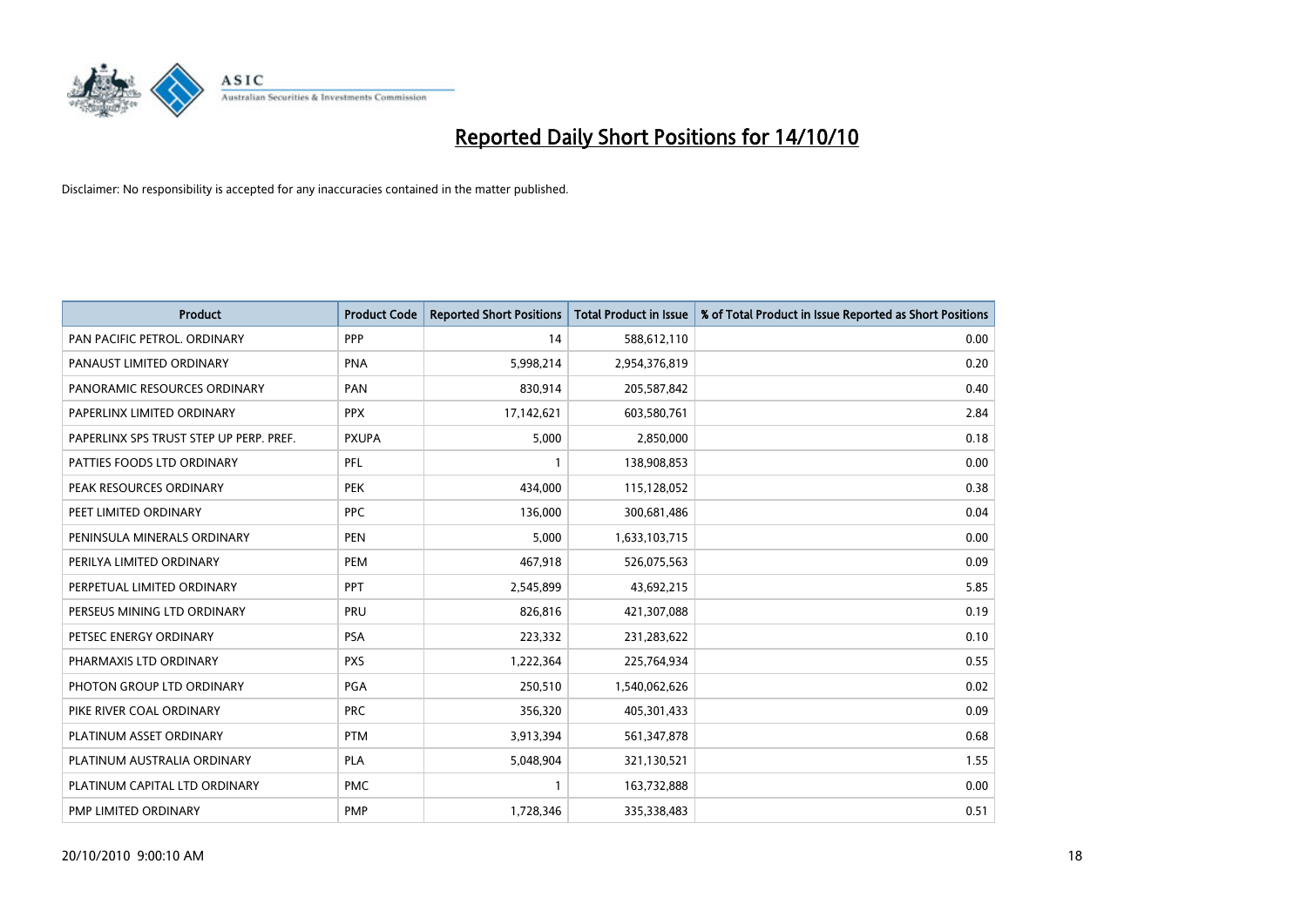# Reported Daily Short Positions for 14/10/10

Disclaimer: No responsibility is accepted for any inaccuracies contained in the matter published.

| Product | Product Code | Reported Short Positions | Total Product in Issue | % of Total Product in Issue Reported as Short Positions |
|---|---|---|---|---|
| PAN PACIFIC PETROL. ORDINARY | PPP | 14 | 588,612,110 | 0.00 |
| PANAUST LIMITED ORDINARY | PNA | 5,998,214 | 2,954,376,819 | 0.20 |
| PANORAMIC RESOURCES ORDINARY | PAN | 830,914 | 205,587,842 | 0.40 |
| PAPERLINX LIMITED ORDINARY | PPX | 17,142,621 | 603,580,761 | 2.84 |
| PAPERLINX SPS TRUST STEP UP PERP. PREF. | PXUPA | 5,000 | 2,850,000 | 0.18 |
| PATTIES FOODS LTD ORDINARY | PFL | 1 | 138,908,853 | 0.00 |
| PEAK RESOURCES ORDINARY | PEK | 434,000 | 115,128,052 | 0.38 |
| PEET LIMITED ORDINARY | PPC | 136,000 | 300,681,486 | 0.04 |
| PENINSULA MINERALS ORDINARY | PEN | 5,000 | 1,633,103,715 | 0.00 |
| PERILYA LIMITED ORDINARY | PEM | 467,918 | 526,075,563 | 0.09 |
| PERPETUAL LIMITED ORDINARY | PPT | 2,545,899 | 43,692,215 | 5.85 |
| PERSEUS MINING LTD ORDINARY | PRU | 826,816 | 421,307,088 | 0.19 |
| PETSEC ENERGY ORDINARY | PSA | 223,332 | 231,283,622 | 0.10 |
| PHARMAXIS LTD ORDINARY | PXS | 1,222,364 | 225,764,934 | 0.55 |
| PHOTON GROUP LTD ORDINARY | PGA | 250,510 | 1,540,062,626 | 0.02 |
| PIKE RIVER COAL ORDINARY | PRC | 356,320 | 405,301,433 | 0.09 |
| PLATINUM ASSET ORDINARY | PTM | 3,913,394 | 561,347,878 | 0.68 |
| PLATINUM AUSTRALIA ORDINARY | PLA | 5,048,904 | 321,130,521 | 1.55 |
| PLATINUM CAPITAL LTD ORDINARY | PMC | 1 | 163,732,888 | 0.00 |
| PMP LIMITED ORDINARY | PMP | 1,728,346 | 335,338,483 | 0.51 |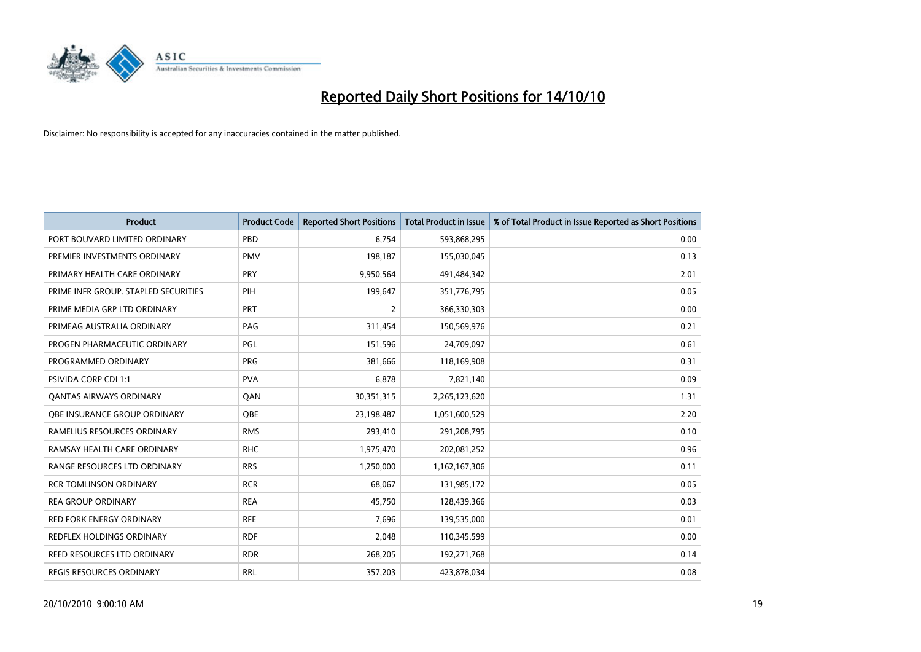# Reported Daily Short Positions for 14/10/10

Disclaimer: No responsibility is accepted for any inaccuracies contained in the matter published.

| Product | Product Code | Reported Short Positions | Total Product in Issue | % of Total Product in Issue Reported as Short Positions |
|---|---|---|---|---|
| PORT BOUVARD LIMITED ORDINARY | PBD | 6,754 | 593,868,295 | 0.00 |
| PREMIER INVESTMENTS ORDINARY | PMV | 198,187 | 155,030,045 | 0.13 |
| PRIMARY HEALTH CARE ORDINARY | PRY | 9,950,564 | 491,484,342 | 2.01 |
| PRIME INFR GROUP. STAPLED SECURITIES | PIH | 199,647 | 351,776,795 | 0.05 |
| PRIME MEDIA GRP LTD ORDINARY | PRT | 2 | 366,330,303 | 0.00 |
| PRIMEAG AUSTRALIA ORDINARY | PAG | 311,454 | 150,569,976 | 0.21 |
| PROGEN PHARMACEUTIC ORDINARY | PGL | 151,596 | 24,709,097 | 0.61 |
| PROGRAMMED ORDINARY | PRG | 381,666 | 118,169,908 | 0.31 |
| PSIVIDA CORP CDI 1:1 | PVA | 6,878 | 7,821,140 | 0.09 |
| QANTAS AIRWAYS ORDINARY | QAN | 30,351,315 | 2,265,123,620 | 1.31 |
| QBE INSURANCE GROUP ORDINARY | QBE | 23,198,487 | 1,051,600,529 | 2.20 |
| RAMELIUS RESOURCES ORDINARY | RMS | 293,410 | 291,208,795 | 0.10 |
| RAMSAY HEALTH CARE ORDINARY | RHC | 1,975,470 | 202,081,252 | 0.96 |
| RANGE RESOURCES LTD ORDINARY | RRS | 1,250,000 | 1,162,167,306 | 0.11 |
| RCR TOMLINSON ORDINARY | RCR | 68,067 | 131,985,172 | 0.05 |
| REA GROUP ORDINARY | REA | 45,750 | 128,439,366 | 0.03 |
| RED FORK ENERGY ORDINARY | RFE | 7,696 | 139,535,000 | 0.01 |
| REDFLEX HOLDINGS ORDINARY | RDF | 2,048 | 110,345,599 | 0.00 |
| REED RESOURCES LTD ORDINARY | RDR | 268,205 | 192,271,768 | 0.14 |
| REGIS RESOURCES ORDINARY | RRL | 357,203 | 423,878,034 | 0.08 |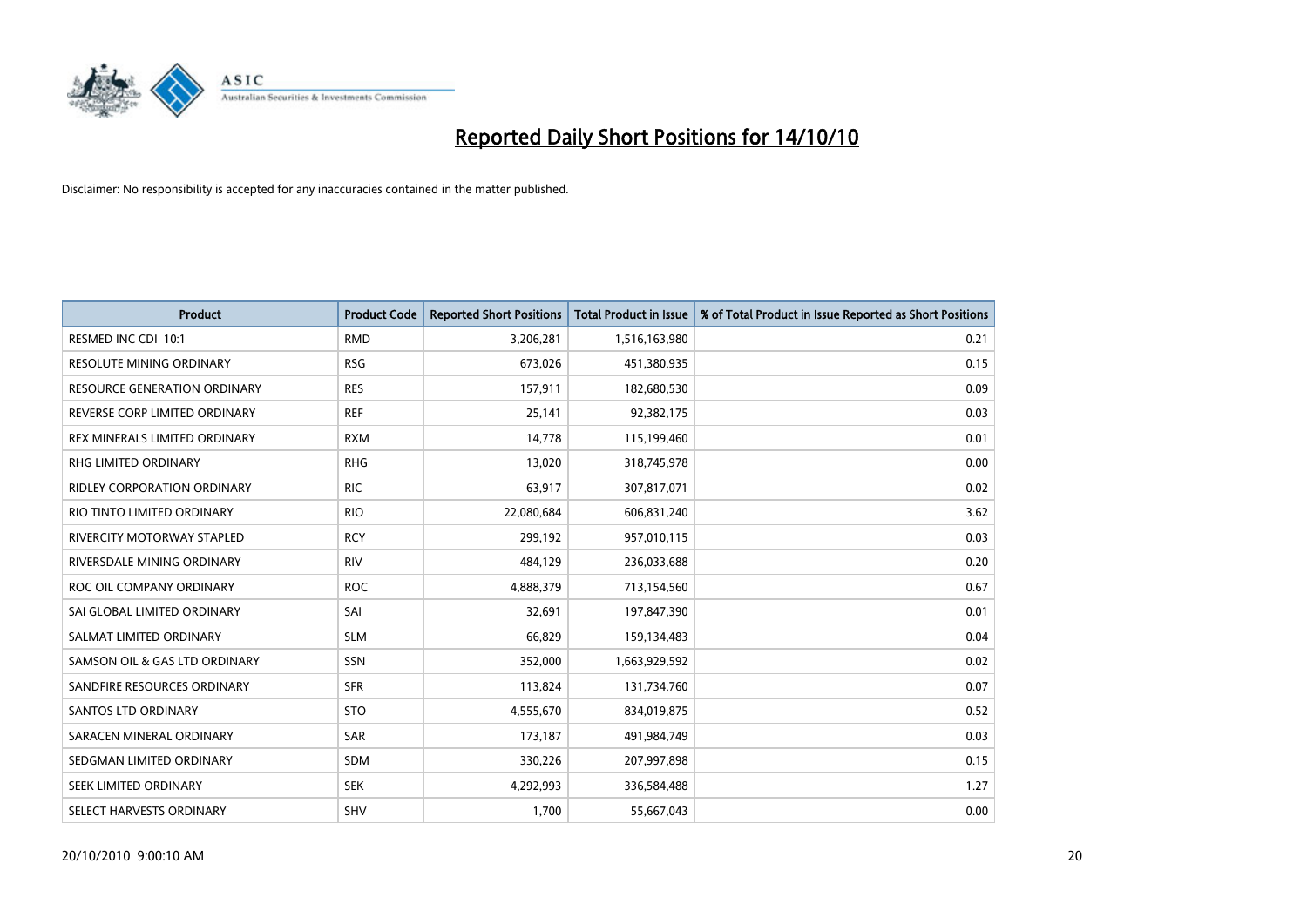# Reported Daily Short Positions for 14/10/10

Disclaimer: No responsibility is accepted for any inaccuracies contained in the matter published.

| Product | Product Code | Reported Short Positions | Total Product in Issue | % of Total Product in Issue Reported as Short Positions |
|---|---|---|---|---|
| RESMED INC CDI 10:1 | RMD | 3,206,281 | 1,516,163,980 | 0.21 |
| RESOLUTE MINING ORDINARY | RSG | 673,026 | 451,380,935 | 0.15 |
| RESOURCE GENERATION ORDINARY | RES | 157,911 | 182,680,530 | 0.09 |
| REVERSE CORP LIMITED ORDINARY | REF | 25,141 | 92,382,175 | 0.03 |
| REX MINERALS LIMITED ORDINARY | RXM | 14,778 | 115,199,460 | 0.01 |
| RHG LIMITED ORDINARY | RHG | 13,020 | 318,745,978 | 0.00 |
| RIDLEY CORPORATION ORDINARY | RIC | 63,917 | 307,817,071 | 0.02 |
| RIO TINTO LIMITED ORDINARY | RIO | 22,080,684 | 606,831,240 | 3.62 |
| RIVERCITY MOTORWAY STAPLED | RCY | 299,192 | 957,010,115 | 0.03 |
| RIVERSDALE MINING ORDINARY | RIV | 484,129 | 236,033,688 | 0.20 |
| ROC OIL COMPANY ORDINARY | ROC | 4,888,379 | 713,154,560 | 0.67 |
| SAI GLOBAL LIMITED ORDINARY | SAI | 32,691 | 197,847,390 | 0.01 |
| SALMAT LIMITED ORDINARY | SLM | 66,829 | 159,134,483 | 0.04 |
| SAMSON OIL & GAS LTD ORDINARY | SSN | 352,000 | 1,663,929,592 | 0.02 |
| SANDFIRE RESOURCES ORDINARY | SFR | 113,824 | 131,734,760 | 0.07 |
| SANTOS LTD ORDINARY | STO | 4,555,670 | 834,019,875 | 0.52 |
| SARACEN MINERAL ORDINARY | SAR | 173,187 | 491,984,749 | 0.03 |
| SEDGMAN LIMITED ORDINARY | SDM | 330,226 | 207,997,898 | 0.15 |
| SEEK LIMITED ORDINARY | SEK | 4,292,993 | 336,584,488 | 1.27 |
| SELECT HARVESTS ORDINARY | SHV | 1,700 | 55,667,043 | 0.00 |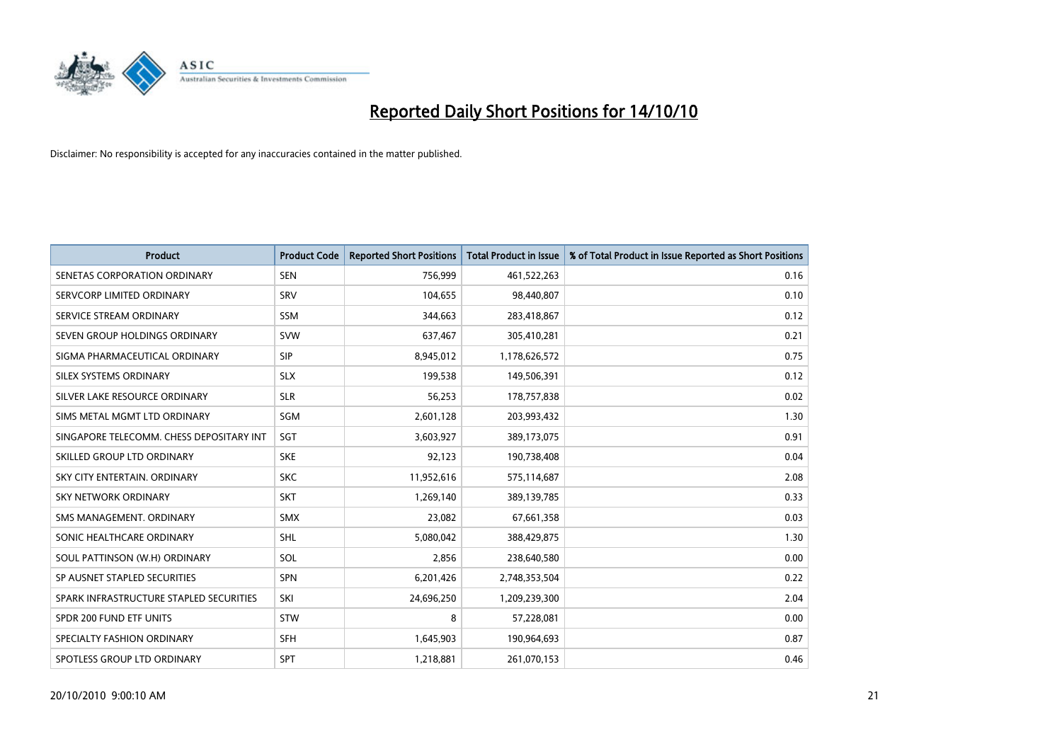# Reported Daily Short Positions for 14/10/10

Disclaimer: No responsibility is accepted for any inaccuracies contained in the matter published.

| Product | Product Code | Reported Short Positions | Total Product in Issue | % of Total Product in Issue Reported as Short Positions |
|---|---|---|---|---|
| SENETAS CORPORATION ORDINARY | SEN | 756,999 | 461,522,263 | 0.16 |
| SERVCORP LIMITED ORDINARY | SRV | 104,655 | 98,440,807 | 0.10 |
| SERVICE STREAM ORDINARY | SSM | 344,663 | 283,418,867 | 0.12 |
| SEVEN GROUP HOLDINGS ORDINARY | SVW | 637,467 | 305,410,281 | 0.21 |
| SIGMA PHARMACEUTICAL ORDINARY | SIP | 8,945,012 | 1,178,626,572 | 0.75 |
| SILEX SYSTEMS ORDINARY | SLX | 199,538 | 149,506,391 | 0.12 |
| SILVER LAKE RESOURCE ORDINARY | SLR | 56,253 | 178,757,838 | 0.02 |
| SIMS METAL MGMT LTD ORDINARY | SGM | 2,601,128 | 203,993,432 | 1.30 |
| SINGAPORE TELECOMM. CHESS DEPOSITARY INT | SGT | 3,603,927 | 389,173,075 | 0.91 |
| SKILLED GROUP LTD ORDINARY | SKE | 92,123 | 190,738,408 | 0.04 |
| SKY CITY ENTERTAIN. ORDINARY | SKC | 11,952,616 | 575,114,687 | 2.08 |
| SKY NETWORK ORDINARY | SKT | 1,269,140 | 389,139,785 | 0.33 |
| SMS MANAGEMENT. ORDINARY | SMX | 23,082 | 67,661,358 | 0.03 |
| SONIC HEALTHCARE ORDINARY | SHL | 5,080,042 | 388,429,875 | 1.30 |
| SOUL PATTINSON (W.H) ORDINARY | SOL | 2,856 | 238,640,580 | 0.00 |
| SP AUSNET STAPLED SECURITIES | SPN | 6,201,426 | 2,748,353,504 | 0.22 |
| SPARK INFRASTRUCTURE STAPLED SECURITIES | SKI | 24,696,250 | 1,209,239,300 | 2.04 |
| SPDR 200 FUND ETF UNITS | STW | 8 | 57,228,081 | 0.00 |
| SPECIALTY FASHION ORDINARY | SFH | 1,645,903 | 190,964,693 | 0.87 |
| SPOTLESS GROUP LTD ORDINARY | SPT | 1,218,881 | 261,070,153 | 0.46 |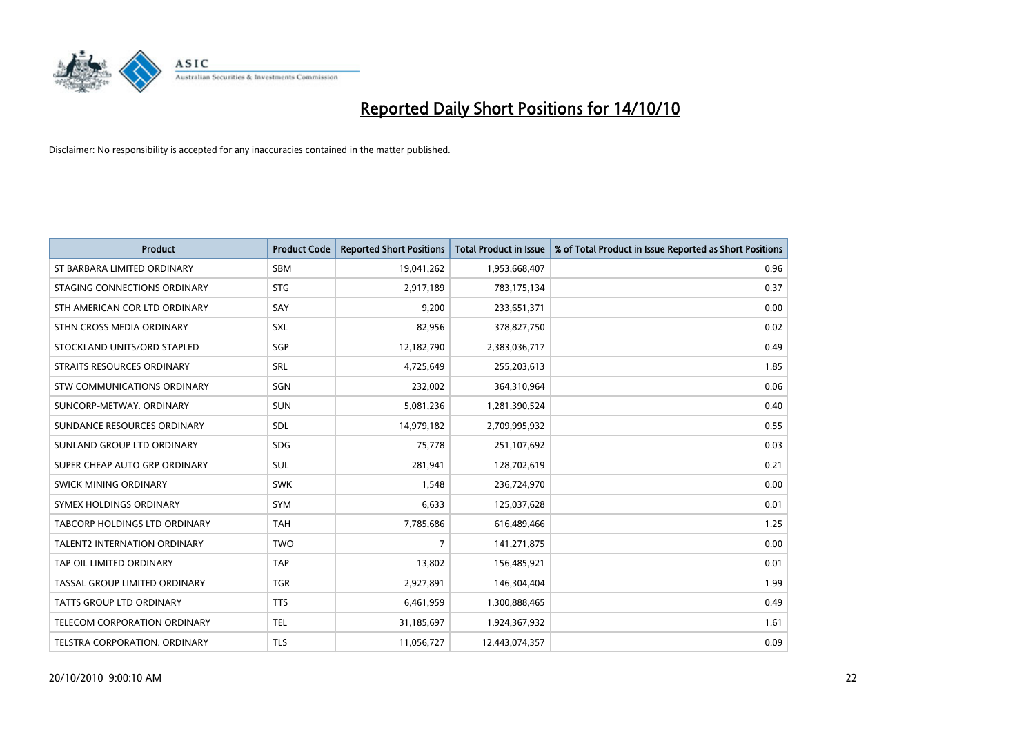# Reported Daily Short Positions for 14/10/10

Disclaimer: No responsibility is accepted for any inaccuracies contained in the matter published.

| Product | Product Code | Reported Short Positions | Total Product in Issue | % of Total Product in Issue Reported as Short Positions |
|---|---|---|---|---|
| ST BARBARA LIMITED ORDINARY | SBM | 19,041,262 | 1,953,668,407 | 0.96 |
| STAGING CONNECTIONS ORDINARY | STG | 2,917,189 | 783,175,134 | 0.37 |
| STH AMERICAN COR LTD ORDINARY | SAY | 9,200 | 233,651,371 | 0.00 |
| STHN CROSS MEDIA ORDINARY | SXL | 82,956 | 378,827,750 | 0.02 |
| STOCKLAND UNITS/ORD STAPLED | SGP | 12,182,790 | 2,383,036,717 | 0.49 |
| STRAITS RESOURCES ORDINARY | SRL | 4,725,649 | 255,203,613 | 1.85 |
| STW COMMUNICATIONS ORDINARY | SGN | 232,002 | 364,310,964 | 0.06 |
| SUNCORP-METWAY. ORDINARY | SUN | 5,081,236 | 1,281,390,524 | 0.40 |
| SUNDANCE RESOURCES ORDINARY | SDL | 14,979,182 | 2,709,995,932 | 0.55 |
| SUNLAND GROUP LTD ORDINARY | SDG | 75,778 | 251,107,692 | 0.03 |
| SUPER CHEAP AUTO GRP ORDINARY | SUL | 281,941 | 128,702,619 | 0.21 |
| SWICK MINING ORDINARY | SWK | 1,548 | 236,724,970 | 0.00 |
| SYMEX HOLDINGS ORDINARY | SYM | 6,633 | 125,037,628 | 0.01 |
| TABCORP HOLDINGS LTD ORDINARY | TAH | 7,785,686 | 616,489,466 | 1.25 |
| TALENT2 INTERNATION ORDINARY | TWO | 7 | 141,271,875 | 0.00 |
| TAP OIL LIMITED ORDINARY | TAP | 13,802 | 156,485,921 | 0.01 |
| TASSAL GROUP LIMITED ORDINARY | TGR | 2,927,891 | 146,304,404 | 1.99 |
| TATTS GROUP LTD ORDINARY | TTS | 6,461,959 | 1,300,888,465 | 0.49 |
| TELECOM CORPORATION ORDINARY | TEL | 31,185,697 | 1,924,367,932 | 1.61 |
| TELSTRA CORPORATION. ORDINARY | TLS | 11,056,727 | 12,443,074,357 | 0.09 |

20/10/2010 9:00:10 AM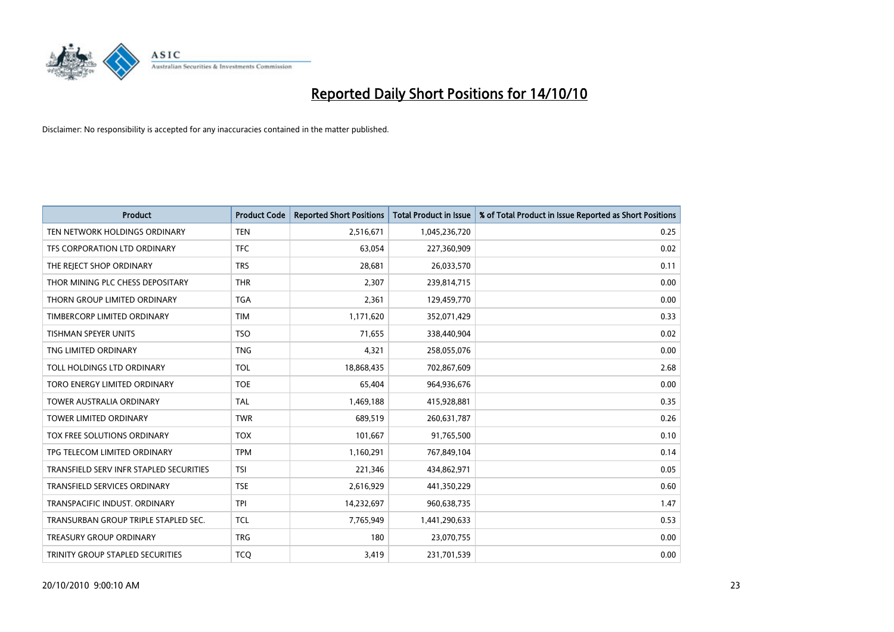# Reported Daily Short Positions for 14/10/10

Disclaimer: No responsibility is accepted for any inaccuracies contained in the matter published.

| Product | Product Code | Reported Short Positions | Total Product in Issue | % of Total Product in Issue Reported as Short Positions |
|---|---|---|---|---|
| TEN NETWORK HOLDINGS ORDINARY | TEN | 2,516,671 | 1,045,236,720 | 0.25 |
| TFS CORPORATION LTD ORDINARY | TFC | 63,054 | 227,360,909 | 0.02 |
| THE REJECT SHOP ORDINARY | TRS | 28,681 | 26,033,570 | 0.11 |
| THOR MINING PLC CHESS DEPOSITARY | THR | 2,307 | 239,814,715 | 0.00 |
| THORN GROUP LIMITED ORDINARY | TGA | 2,361 | 129,459,770 | 0.00 |
| TIMBERCORP LIMITED ORDINARY | TIM | 1,171,620 | 352,071,429 | 0.33 |
| TISHMAN SPEYER UNITS | TSO | 71,655 | 338,440,904 | 0.02 |
| TNG LIMITED ORDINARY | TNG | 4,321 | 258,055,076 | 0.00 |
| TOLL HOLDINGS LTD ORDINARY | TOL | 18,868,435 | 702,867,609 | 2.68 |
| TORO ENERGY LIMITED ORDINARY | TOE | 65,404 | 964,936,676 | 0.00 |
| TOWER AUSTRALIA ORDINARY | TAL | 1,469,188 | 415,928,881 | 0.35 |
| TOWER LIMITED ORDINARY | TWR | 689,519 | 260,631,787 | 0.26 |
| TOX FREE SOLUTIONS ORDINARY | TOX | 101,667 | 91,765,500 | 0.10 |
| TPG TELECOM LIMITED ORDINARY | TPM | 1,160,291 | 767,849,104 | 0.14 |
| TRANSFIELD SERV INFR STAPLED SECURITIES | TSI | 221,346 | 434,862,971 | 0.05 |
| TRANSFIELD SERVICES ORDINARY | TSE | 2,616,929 | 441,350,229 | 0.60 |
| TRANSPACIFIC INDUST. ORDINARY | TPI | 14,232,697 | 960,638,735 | 1.47 |
| TRANSURBAN GROUP TRIPLE STAPLED SEC. | TCL | 7,765,949 | 1,441,290,633 | 0.53 |
| TREASURY GROUP ORDINARY | TRG | 180 | 23,070,755 | 0.00 |
| TRINITY GROUP STAPLED SECURITIES | TCQ | 3,419 | 231,701,539 | 0.00 |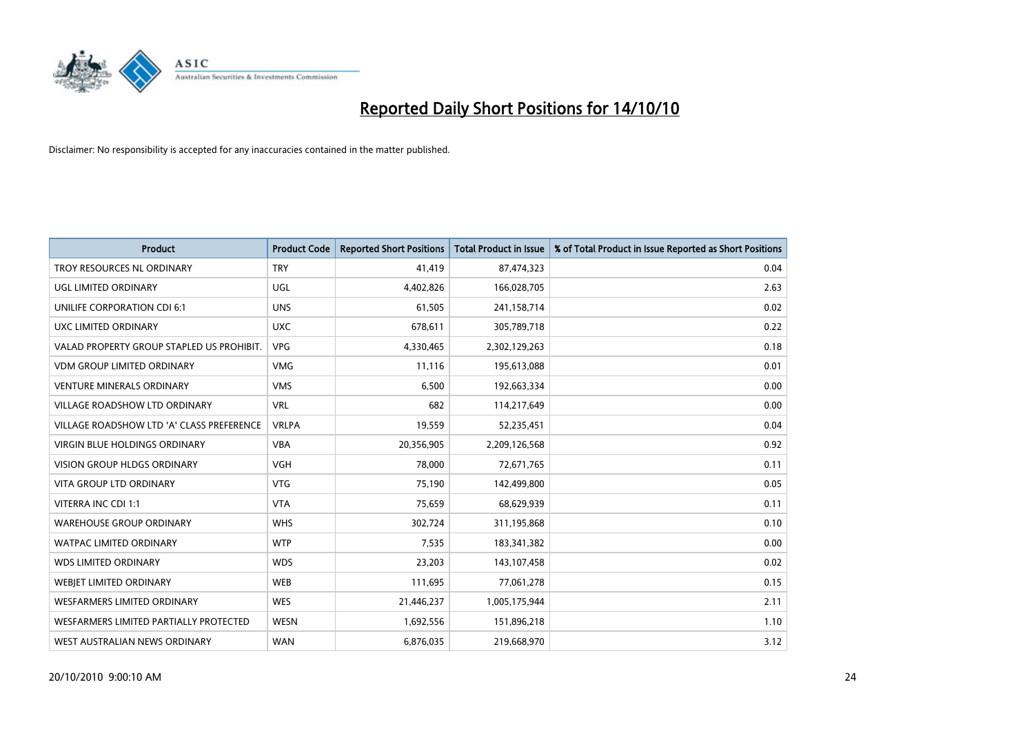# Reported Daily Short Positions for 14/10/10

Disclaimer: No responsibility is accepted for any inaccuracies contained in the matter published.

| Product | Product Code | Reported Short Positions | Total Product in Issue | % of Total Product in Issue Reported as Short Positions |
|---|---|---|---|---|
| TROY RESOURCES NL ORDINARY | TRY | 41,419 | 87,474,323 | 0.04 |
| UGL LIMITED ORDINARY | UGL | 4,402,826 | 166,028,705 | 2.63 |
| UNILIFE CORPORATION CDI 6:1 | UNS | 61,505 | 241,158,714 | 0.02 |
| UXC LIMITED ORDINARY | UXC | 678,611 | 305,789,718 | 0.22 |
| VALAD PROPERTY GROUP STAPLED US PROHIBIT. | VPG | 4,330,465 | 2,302,129,263 | 0.18 |
| VDM GROUP LIMITED ORDINARY | VMG | 11,116 | 195,613,088 | 0.01 |
| VENTURE MINERALS ORDINARY | VMS | 6,500 | 192,663,334 | 0.00 |
| VILLAGE ROADSHOW LTD ORDINARY | VRL | 682 | 114,217,649 | 0.00 |
| VILLAGE ROADSHOW LTD 'A' CLASS PREFERENCE | VRLPA | 19,559 | 52,235,451 | 0.04 |
| VIRGIN BLUE HOLDINGS ORDINARY | VBA | 20,356,905 | 2,209,126,568 | 0.92 |
| VISION GROUP HLDGS ORDINARY | VGH | 78,000 | 72,671,765 | 0.11 |
| VITA GROUP LTD ORDINARY | VTG | 75,190 | 142,499,800 | 0.05 |
| VITERRA INC CDI 1:1 | VTA | 75,659 | 68,629,939 | 0.11 |
| WAREHOUSE GROUP ORDINARY | WHS | 302,724 | 311,195,868 | 0.10 |
| WATPAC LIMITED ORDINARY | WTP | 7,535 | 183,341,382 | 0.00 |
| WDS LIMITED ORDINARY | WDS | 23,203 | 143,107,458 | 0.02 |
| WEBJET LIMITED ORDINARY | WEB | 111,695 | 77,061,278 | 0.15 |
| WESFARMERS LIMITED ORDINARY | WES | 21,446,237 | 1,005,175,944 | 2.11 |
| WESFARMERS LIMITED PARTIALLY PROTECTED | WESN | 1,692,556 | 151,896,218 | 1.10 |
| WEST AUSTRALIAN NEWS ORDINARY | WAN | 6,876,035 | 219,668,970 | 3.12 |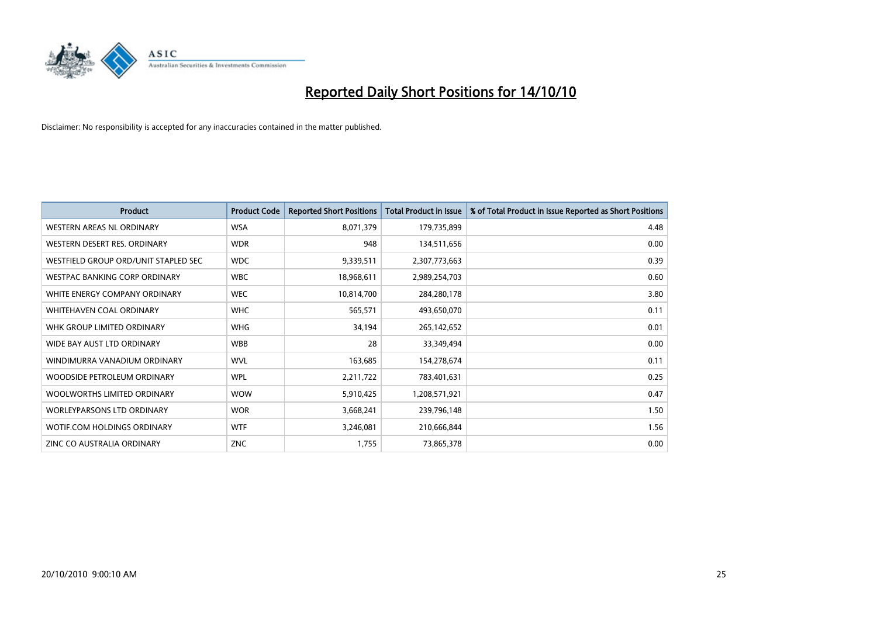# Reported Daily Short Positions for 14/10/10

Disclaimer: No responsibility is accepted for any inaccuracies contained in the matter published.

| Product | Product Code | Reported Short Positions | Total Product in Issue | % of Total Product in Issue Reported as Short Positions |
|---|---|---|---|---|
| WESTERN AREAS NL ORDINARY | WSA | 8,071,379 | 179,735,899 | 4.48 |
| WESTERN DESERT RES. ORDINARY | WDR | 948 | 134,511,656 | 0.00 |
| WESTFIELD GROUP ORD/UNIT STAPLED SEC | WDC | 9,339,511 | 2,307,773,663 | 0.39 |
| WESTPAC BANKING CORP ORDINARY | WBC | 18,968,611 | 2,989,254,703 | 0.60 |
| WHITE ENERGY COMPANY ORDINARY | WEC | 10,814,700 | 284,280,178 | 3.80 |
| WHITEHAVEN COAL ORDINARY | WHC | 565,571 | 493,650,070 | 0.11 |
| WHK GROUP LIMITED ORDINARY | WHG | 34,194 | 265,142,652 | 0.01 |
| WIDE BAY AUST LTD ORDINARY | WBB | 28 | 33,349,494 | 0.00 |
| WINDIMURRA VANADIUM ORDINARY | WVL | 163,685 | 154,278,674 | 0.11 |
| WOODSIDE PETROLEUM ORDINARY | WPL | 2,211,722 | 783,401,631 | 0.25 |
| WOOLWORTHS LIMITED ORDINARY | WOW | 5,910,425 | 1,208,571,921 | 0.47 |
| WORLEYPARSONS LTD ORDINARY | WOR | 3,668,241 | 239,796,148 | 1.50 |
| WOTIF.COM HOLDINGS ORDINARY | WTF | 3,246,081 | 210,666,844 | 1.56 |
| ZINC CO AUSTRALIA ORDINARY | ZNC | 1,755 | 73,865,378 | 0.00 |